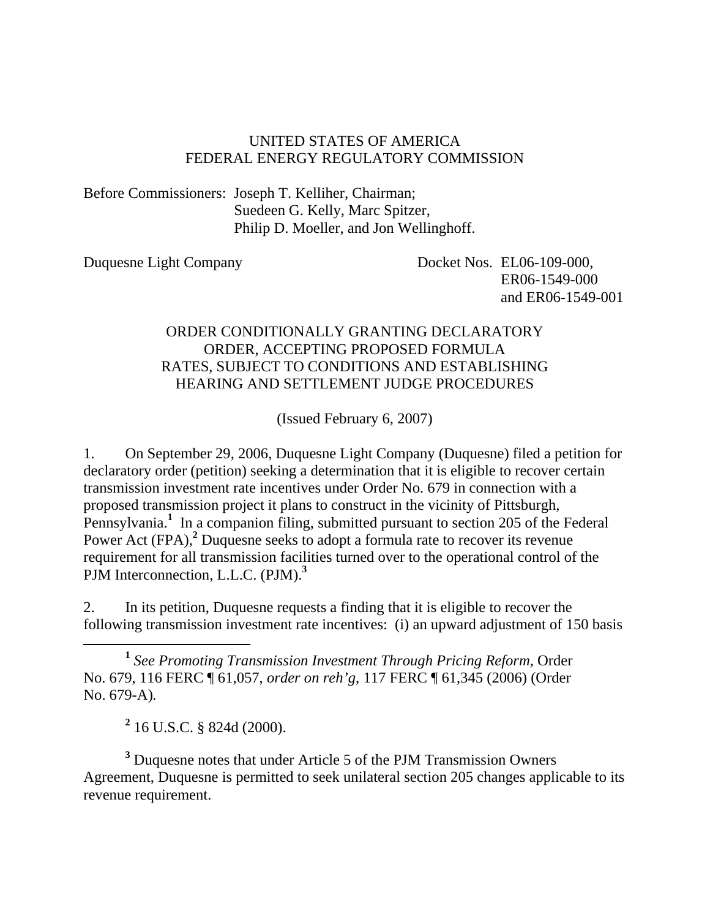UNITED STATES OF AMERICA
FEDERAL ENERGY REGULATORY COMMISSION

Before Commissioners: Joseph T. Kelliher, Chairman;
Suedeen G. Kelly, Marc Spitzer,
Philip D. Moeller, and Jon Wellinghoff.

Duquesne Light Company    Docket Nos. EL06-109-000,
ER06-1549-000
and ER06-1549-001

ORDER CONDITIONALLY GRANTING DECLARATORY ORDER, ACCEPTING PROPOSED FORMULA RATES, SUBJECT TO CONDITIONS AND ESTABLISHING HEARING AND SETTLEMENT JUDGE PROCEDURES

(Issued February 6, 2007)

1. On September 29, 2006, Duquesne Light Company (Duquesne) filed a petition for declaratory order (petition) seeking a determination that it is eligible to recover certain transmission investment rate incentives under Order No. 679 in connection with a proposed transmission project it plans to construct in the vicinity of Pittsburgh, Pennsylvania.[1] In a companion filing, submitted pursuant to section 205 of the Federal Power Act (FPA),[2] Duquesne seeks to adopt a formula rate to recover its revenue requirement for all transmission facilities turned over to the operational control of the PJM Interconnection, L.L.C. (PJM).[3]

2. In its petition, Duquesne requests a finding that it is eligible to recover the following transmission investment rate incentives: (i) an upward adjustment of 150 basis

[1] *See Promoting Transmission Investment Through Pricing Reform*, Order No. 679, 116 FERC ¶ 61,057, *order on reh'g*, 117 FERC ¶ 61,345 (2006) (Order No. 679-A).

[2] 16 U.S.C. § 824d (2000).

[3] Duquesne notes that under Article 5 of the PJM Transmission Owners Agreement, Duquesne is permitted to seek unilateral section 205 changes applicable to its revenue requirement.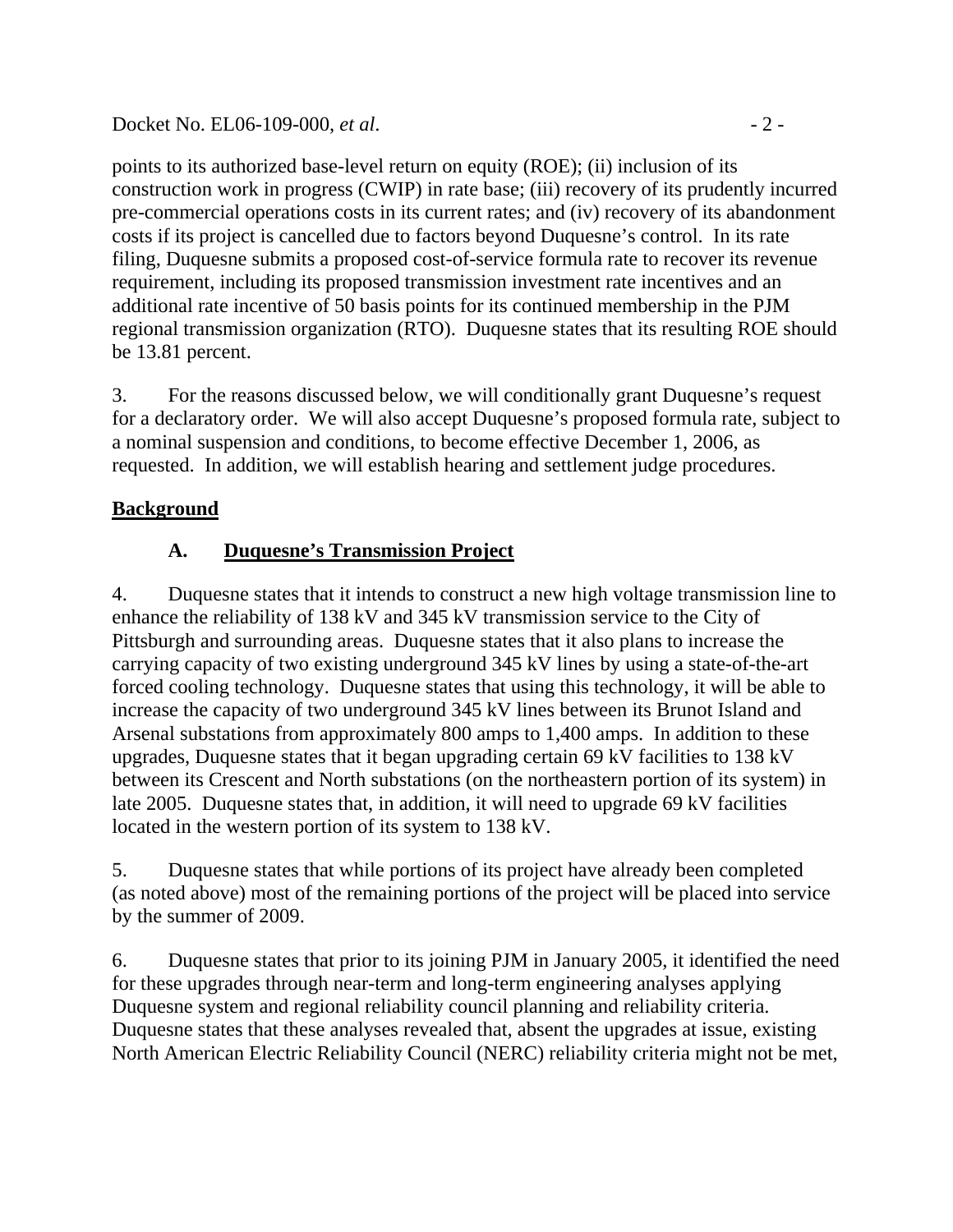points to its authorized base-level return on equity (ROE); (ii) inclusion of its construction work in progress (CWIP) in rate base; (iii) recovery of its prudently incurred pre-commercial operations costs in its current rates; and (iv) recovery of its abandonment costs if its project is cancelled due to factors beyond Duquesne's control. In its rate filing, Duquesne submits a proposed cost-of-service formula rate to recover its revenue requirement, including its proposed transmission investment rate incentives and an additional rate incentive of 50 basis points for its continued membership in the PJM regional transmission organization (RTO). Duquesne states that its resulting ROE should be 13.81 percent.

3. For the reasons discussed below, we will conditionally grant Duquesne's request for a declaratory order. We will also accept Duquesne's proposed formula rate, subject to a nominal suspension and conditions, to become effective December 1, 2006, as requested. In addition, we will establish hearing and settlement judge procedures.

## Background

### A. Duquesne's Transmission Project

4. Duquesne states that it intends to construct a new high voltage transmission line to enhance the reliability of 138 kV and 345 kV transmission service to the City of Pittsburgh and surrounding areas. Duquesne states that it also plans to increase the carrying capacity of two existing underground 345 kV lines by using a state-of-the-art forced cooling technology. Duquesne states that using this technology, it will be able to increase the capacity of two underground 345 kV lines between its Brunot Island and Arsenal substations from approximately 800 amps to 1,400 amps. In addition to these upgrades, Duquesne states that it began upgrading certain 69 kV facilities to 138 kV between its Crescent and North substations (on the northeastern portion of its system) in late 2005. Duquesne states that, in addition, it will need to upgrade 69 kV facilities located in the western portion of its system to 138 kV.

5. Duquesne states that while portions of its project have already been completed (as noted above) most of the remaining portions of the project will be placed into service by the summer of 2009.

6. Duquesne states that prior to its joining PJM in January 2005, it identified the need for these upgrades through near-term and long-term engineering analyses applying Duquesne system and regional reliability council planning and reliability criteria. Duquesne states that these analyses revealed that, absent the upgrades at issue, existing North American Electric Reliability Council (NERC) reliability criteria might not be met,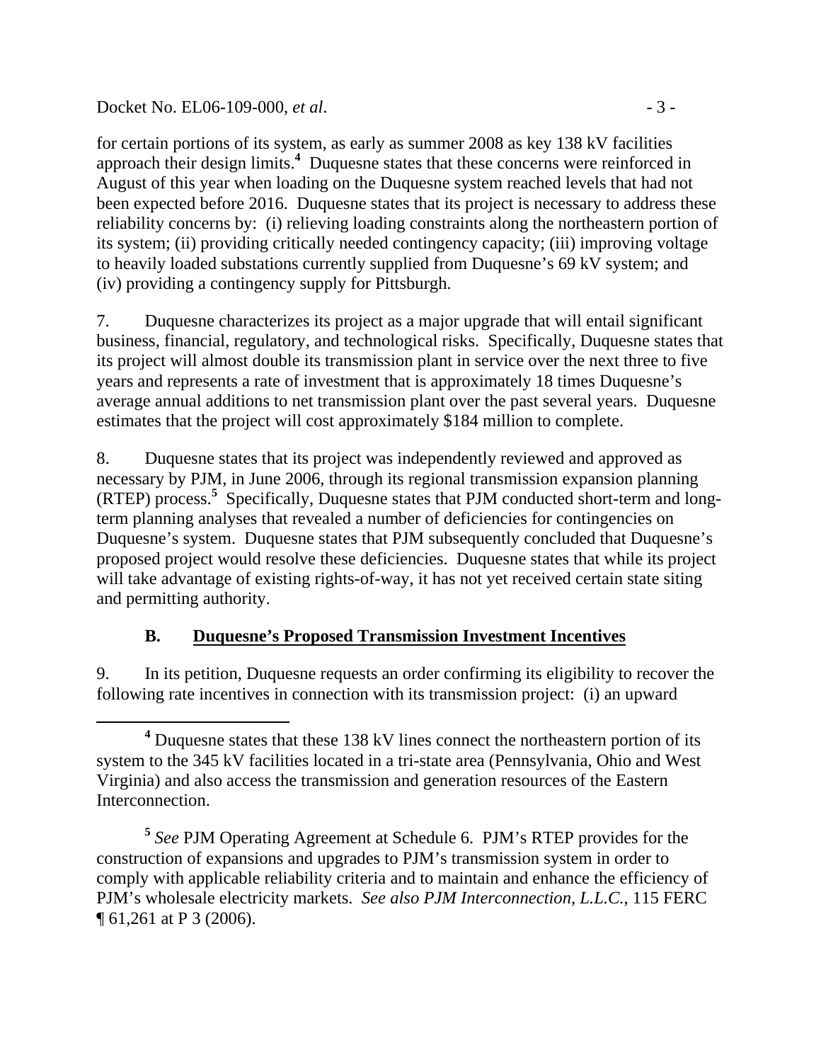for certain portions of its system, as early as summer 2008 as key 138 kV facilities approach their design limits.[4] Duquesne states that these concerns were reinforced in August of this year when loading on the Duquesne system reached levels that had not been expected before 2016. Duquesne states that its project is necessary to address these reliability concerns by: (i) relieving loading constraints along the northeastern portion of its system; (ii) providing critically needed contingency capacity; (iii) improving voltage to heavily loaded substations currently supplied from Duquesne's 69 kV system; and (iv) providing a contingency supply for Pittsburgh.

7. Duquesne characterizes its project as a major upgrade that will entail significant business, financial, regulatory, and technological risks. Specifically, Duquesne states that its project will almost double its transmission plant in service over the next three to five years and represents a rate of investment that is approximately 18 times Duquesne's average annual additions to net transmission plant over the past several years. Duquesne estimates that the project will cost approximately $184 million to complete.

8. Duquesne states that its project was independently reviewed and approved as necessary by PJM, in June 2006, through its regional transmission expansion planning (RTEP) process.[5] Specifically, Duquesne states that PJM conducted short-term and long-term planning analyses that revealed a number of deficiencies for contingencies on Duquesne's system. Duquesne states that PJM subsequently concluded that Duquesne's proposed project would resolve these deficiencies. Duquesne states that while its project will take advantage of existing rights-of-way, it has not yet received certain state siting and permitting authority.

### B. Duquesne's Proposed Transmission Investment Incentives

9. In its petition, Duquesne requests an order confirming its eligibility to recover the following rate incentives in connection with its transmission project: (i) an upward

---

[4] Duquesne states that these 138 kV lines connect the northeastern portion of its system to the 345 kV facilities located in a tri-state area (Pennsylvania, Ohio and West Virginia) and also access the transmission and generation resources of the Eastern Interconnection.

[5] *See* PJM Operating Agreement at Schedule 6. PJM's RTEP provides for the construction of expansions and upgrades to PJM's transmission system in order to comply with applicable reliability criteria and to maintain and enhance the efficiency of PJM's wholesale electricity markets. *See also PJM Interconnection, L.L.C.*, 115 FERC ¶ 61,261 at P 3 (2006).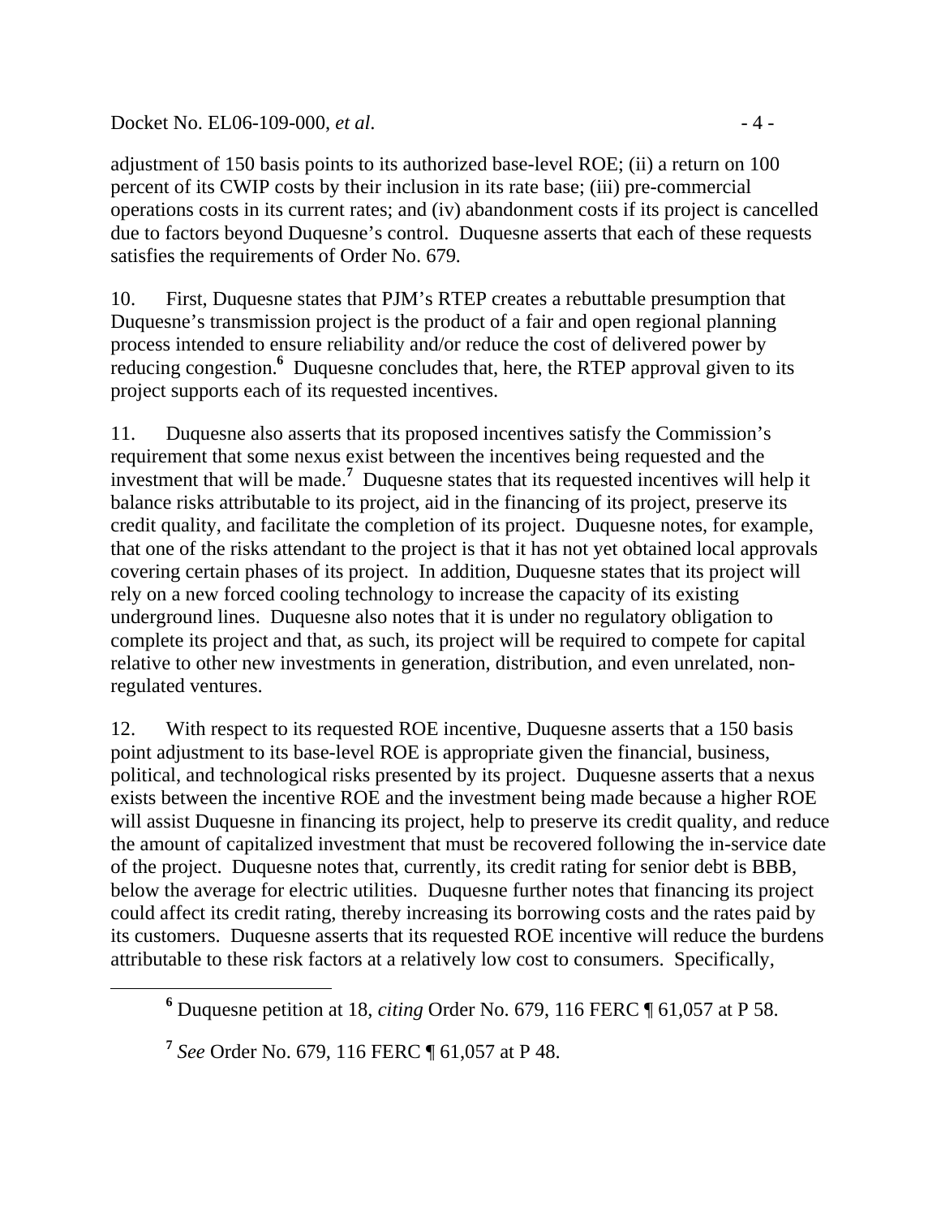adjustment of 150 basis points to its authorized base-level ROE; (ii) a return on 100 percent of its CWIP costs by their inclusion in its rate base; (iii) pre-commercial operations costs in its current rates; and (iv) abandonment costs if its project is cancelled due to factors beyond Duquesne's control. Duquesne asserts that each of these requests satisfies the requirements of Order No. 679.

10. First, Duquesne states that PJM's RTEP creates a rebuttable presumption that Duquesne's transmission project is the product of a fair and open regional planning process intended to ensure reliability and/or reduce the cost of delivered power by reducing congestion.[6] Duquesne concludes that, here, the RTEP approval given to its project supports each of its requested incentives.

11. Duquesne also asserts that its proposed incentives satisfy the Commission's requirement that some nexus exist between the incentives being requested and the investment that will be made.[7] Duquesne states that its requested incentives will help it balance risks attributable to its project, aid in the financing of its project, preserve its credit quality, and facilitate the completion of its project. Duquesne notes, for example, that one of the risks attendant to the project is that it has not yet obtained local approvals covering certain phases of its project. In addition, Duquesne states that its project will rely on a new forced cooling technology to increase the capacity of its existing underground lines. Duquesne also notes that it is under no regulatory obligation to complete its project and that, as such, its project will be required to compete for capital relative to other new investments in generation, distribution, and even unrelated, non-regulated ventures.

12. With respect to its requested ROE incentive, Duquesne asserts that a 150 basis point adjustment to its base-level ROE is appropriate given the financial, business, political, and technological risks presented by its project. Duquesne asserts that a nexus exists between the incentive ROE and the investment being made because a higher ROE will assist Duquesne in financing its project, help to preserve its credit quality, and reduce the amount of capitalized investment that must be recovered following the in-service date of the project. Duquesne notes that, currently, its credit rating for senior debt is BBB, below the average for electric utilities. Duquesne further notes that financing its project could affect its credit rating, thereby increasing its borrowing costs and the rates paid by its customers. Duquesne asserts that its requested ROE incentive will reduce the burdens attributable to these risk factors at a relatively low cost to consumers. Specifically,

[6] Duquesne petition at 18, *citing* Order No. 679, 116 FERC ¶ 61,057 at P 58.

[7] *See* Order No. 679, 116 FERC ¶ 61,057 at P 48.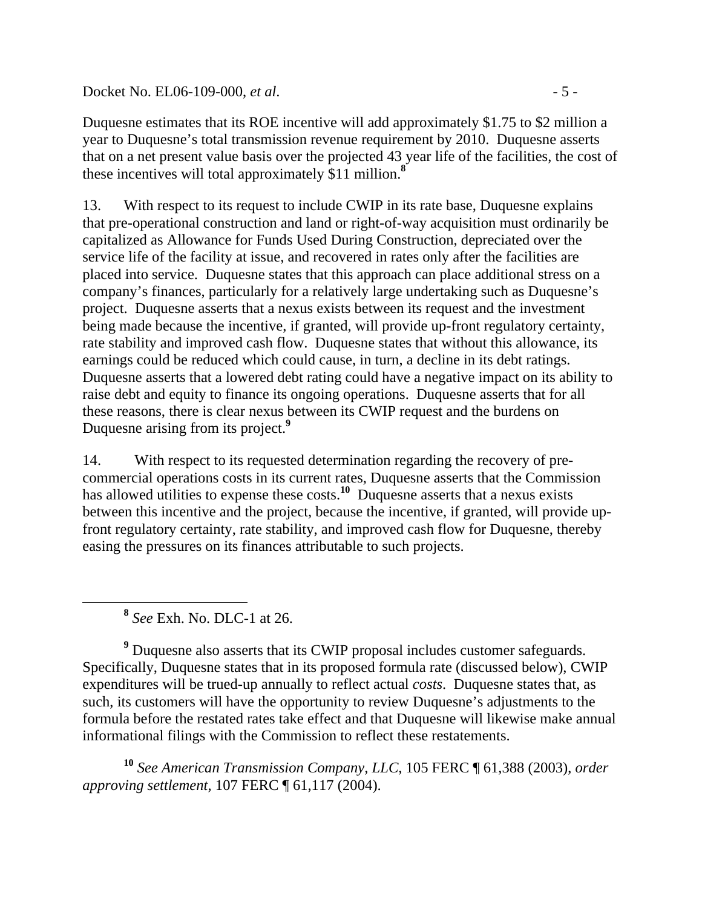Duquesne estimates that its ROE incentive will add approximately $1.75 to $2 million a year to Duquesne's total transmission revenue requirement by 2010. Duquesne asserts that on a net present value basis over the projected 43 year life of the facilities, the cost of these incentives will total approximately $11 million.[8]

13. With respect to its request to include CWIP in its rate base, Duquesne explains that pre-operational construction and land or right-of-way acquisition must ordinarily be capitalized as Allowance for Funds Used During Construction, depreciated over the service life of the facility at issue, and recovered in rates only after the facilities are placed into service. Duquesne states that this approach can place additional stress on a company's finances, particularly for a relatively large undertaking such as Duquesne's project. Duquesne asserts that a nexus exists between its request and the investment being made because the incentive, if granted, will provide up-front regulatory certainty, rate stability and improved cash flow. Duquesne states that without this allowance, its earnings could be reduced which could cause, in turn, a decline in its debt ratings. Duquesne asserts that a lowered debt rating could have a negative impact on its ability to raise debt and equity to finance its ongoing operations. Duquesne asserts that for all these reasons, there is clear nexus between its CWIP request and the burdens on Duquesne arising from its project.[9]

14. With respect to its requested determination regarding the recovery of pre-commercial operations costs in its current rates, Duquesne asserts that the Commission has allowed utilities to expense these costs.[10] Duquesne asserts that a nexus exists between this incentive and the project, because the incentive, if granted, will provide up-front regulatory certainty, rate stability, and improved cash flow for Duquesne, thereby easing the pressures on its finances attributable to such projects.

---

[8] *See* Exh. No. DLC-1 at 26.

[9] Duquesne also asserts that its CWIP proposal includes customer safeguards. Specifically, Duquesne states that in its proposed formula rate (discussed below), CWIP expenditures will be trued-up annually to reflect actual *costs*. Duquesne states that, as such, its customers will have the opportunity to review Duquesne's adjustments to the formula before the restated rates take effect and that Duquesne will likewise make annual informational filings with the Commission to reflect these restatements.

[10] *See American Transmission Company, LLC*, 105 FERC ¶ 61,388 (2003), *order approving settlement*, 107 FERC ¶ 61,117 (2004).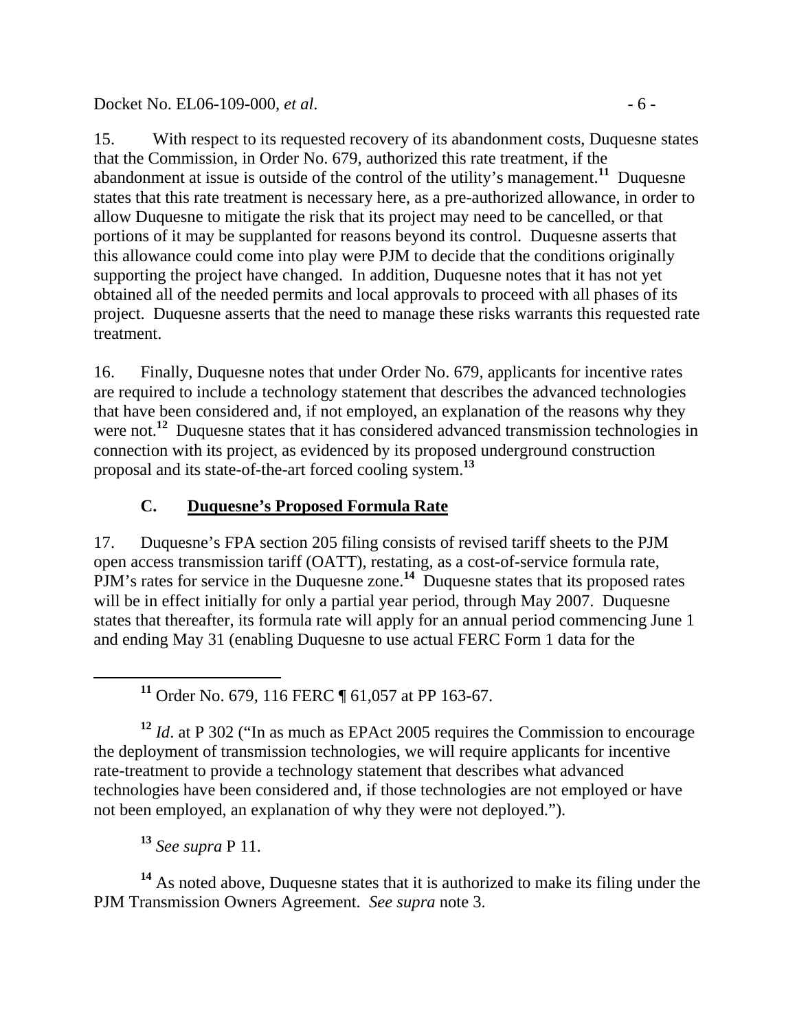15. With respect to its requested recovery of its abandonment costs, Duquesne states that the Commission, in Order No. 679, authorized this rate treatment, if the abandonment at issue is outside of the control of the utility's management.[11] Duquesne states that this rate treatment is necessary here, as a pre-authorized allowance, in order to allow Duquesne to mitigate the risk that its project may need to be cancelled, or that portions of it may be supplanted for reasons beyond its control. Duquesne asserts that this allowance could come into play were PJM to decide that the conditions originally supporting the project have changed. In addition, Duquesne notes that it has not yet obtained all of the needed permits and local approvals to proceed with all phases of its project. Duquesne asserts that the need to manage these risks warrants this requested rate treatment.

16. Finally, Duquesne notes that under Order No. 679, applicants for incentive rates are required to include a technology statement that describes the advanced technologies that have been considered and, if not employed, an explanation of the reasons why they were not.[12] Duquesne states that it has considered advanced transmission technologies in connection with its project, as evidenced by its proposed underground construction proposal and its state-of-the-art forced cooling system.[13]

### C. <u>Duquesne's Proposed Formula Rate</u>

17. Duquesne's FPA section 205 filing consists of revised tariff sheets to the PJM open access transmission tariff (OATT), restating, as a cost-of-service formula rate, PJM's rates for service in the Duquesne zone.[14] Duquesne states that its proposed rates will be in effect initially for only a partial year period, through May 2007. Duquesne states that thereafter, its formula rate will apply for an annual period commencing June 1 and ending May 31 (enabling Duquesne to use actual FERC Form 1 data for the

---

[11] Order No. 679, 116 FERC ¶ 61,057 at PP 163-67.

[12] *Id*. at P 302 ("In as much as EPAct 2005 requires the Commission to encourage the deployment of transmission technologies, we will require applicants for incentive rate-treatment to provide a technology statement that describes what advanced technologies have been considered and, if those technologies are not employed or have not been employed, an explanation of why they were not deployed.").

[13] *See supra* P 11.

[14] As noted above, Duquesne states that it is authorized to make its filing under the PJM Transmission Owners Agreement. *See supra* note 3.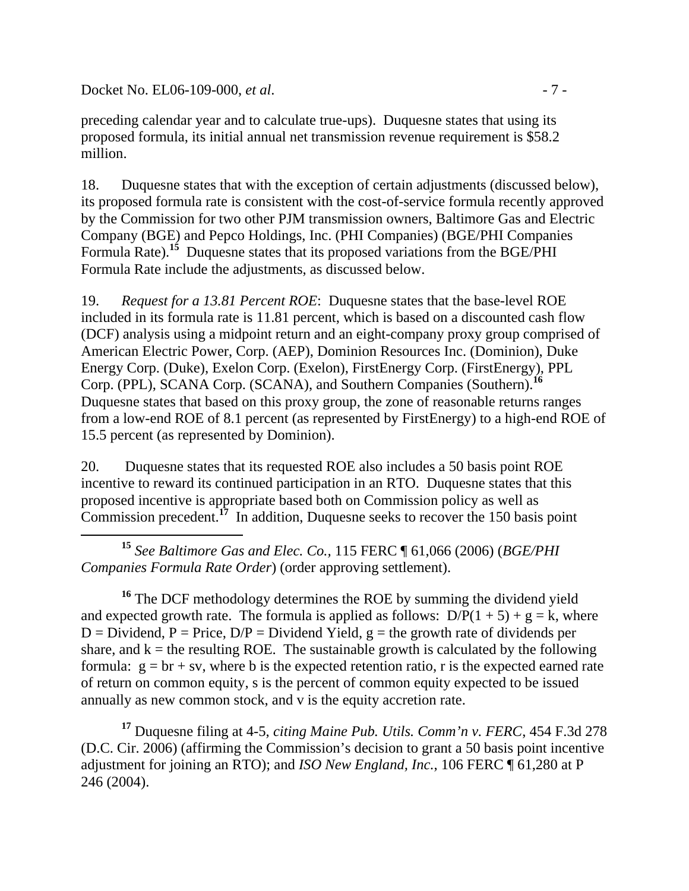preceding calendar year and to calculate true-ups). Duquesne states that using its proposed formula, its initial annual net transmission revenue requirement is $58.2 million.

18. Duquesne states that with the exception of certain adjustments (discussed below), its proposed formula rate is consistent with the cost-of-service formula recently approved by the Commission for two other PJM transmission owners, Baltimore Gas and Electric Company (BGE) and Pepco Holdings, Inc. (PHI Companies) (BGE/PHI Companies Formula Rate).[15] Duquesne states that its proposed variations from the BGE/PHI Formula Rate include the adjustments, as discussed below.

19. *Request for a 13.81 Percent ROE*: Duquesne states that the base-level ROE included in its formula rate is 11.81 percent, which is based on a discounted cash flow (DCF) analysis using a midpoint return and an eight-company proxy group comprised of American Electric Power, Corp. (AEP), Dominion Resources Inc. (Dominion), Duke Energy Corp. (Duke), Exelon Corp. (Exelon), FirstEnergy Corp. (FirstEnergy), PPL Corp. (PPL), SCANA Corp. (SCANA), and Southern Companies (Southern).[16] Duquesne states that based on this proxy group, the zone of reasonable returns ranges from a low-end ROE of 8.1 percent (as represented by FirstEnergy) to a high-end ROE of 15.5 percent (as represented by Dominion).

20. Duquesne states that its requested ROE also includes a 50 basis point ROE incentive to reward its continued participation in an RTO. Duquesne states that this proposed incentive is appropriate based both on Commission policy as well as Commission precedent.[17] In addition, Duquesne seeks to recover the 150 basis point

---

[15] *See Baltimore Gas and Elec. Co.*, 115 FERC ¶ 61,066 (2006) (*BGE/PHI Companies Formula Rate Order*) (order approving settlement).

[16] The DCF methodology determines the ROE by summing the dividend yield and expected growth rate. The formula is applied as follows: $D/P(1 + 5) + g = k$, where $D$ = Dividend, $P$ = Price, $D/P$ = Dividend Yield, $g$ = the growth rate of dividends per share, and $k$ = the resulting ROE. The sustainable growth is calculated by the following formula: $g = br + sv$, where $b$ is the expected retention ratio, $r$ is the expected earned rate of return on common equity, $s$ is the percent of common equity expected to be issued annually as new common stock, and $v$ is the equity accretion rate.

[17] Duquesne filing at 4-5, *citing Maine Pub. Utils. Comm'n v. FERC*, 454 F.3d 278 (D.C. Cir. 2006) (affirming the Commission's decision to grant a 50 basis point incentive adjustment for joining an RTO); and *ISO New England, Inc.*, 106 FERC ¶ 61,280 at P 246 (2004).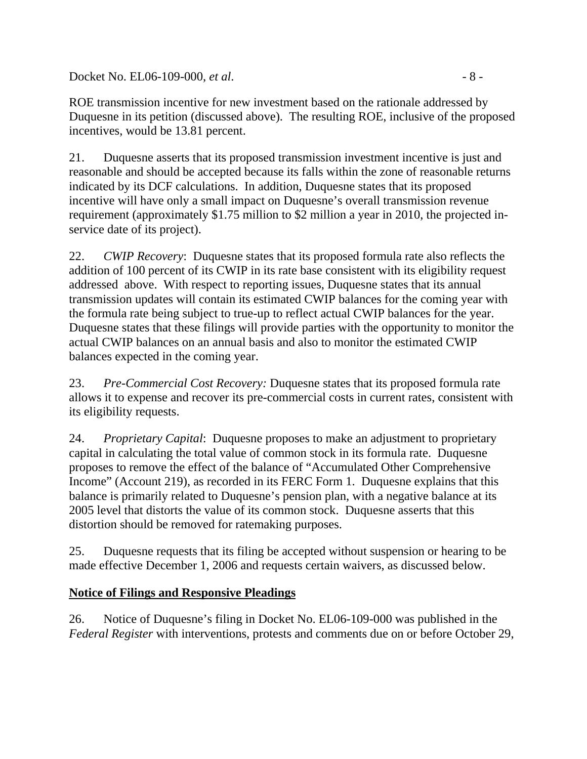ROE transmission incentive for new investment based on the rationale addressed by Duquesne in its petition (discussed above). The resulting ROE, inclusive of the proposed incentives, would be 13.81 percent.

21. Duquesne asserts that its proposed transmission investment incentive is just and reasonable and should be accepted because its falls within the zone of reasonable returns indicated by its DCF calculations. In addition, Duquesne states that its proposed incentive will have only a small impact on Duquesne's overall transmission revenue requirement (approximately $1.75 million to $2 million a year in 2010, the projected in-service date of its project).

22. *CWIP Recovery*: Duquesne states that its proposed formula rate also reflects the addition of 100 percent of its CWIP in its rate base consistent with its eligibility request addressed above. With respect to reporting issues, Duquesne states that its annual transmission updates will contain its estimated CWIP balances for the coming year with the formula rate being subject to true-up to reflect actual CWIP balances for the year. Duquesne states that these filings will provide parties with the opportunity to monitor the actual CWIP balances on an annual basis and also to monitor the estimated CWIP balances expected in the coming year.

23. *Pre-Commercial Cost Recovery:* Duquesne states that its proposed formula rate allows it to expense and recover its pre-commercial costs in current rates, consistent with its eligibility requests.

24. *Proprietary Capital*: Duquesne proposes to make an adjustment to proprietary capital in calculating the total value of common stock in its formula rate. Duquesne proposes to remove the effect of the balance of "Accumulated Other Comprehensive Income" (Account 219), as recorded in its FERC Form 1. Duquesne explains that this balance is primarily related to Duquesne's pension plan, with a negative balance at its 2005 level that distorts the value of its common stock. Duquesne asserts that this distortion should be removed for ratemaking purposes.

25. Duquesne requests that its filing be accepted without suspension or hearing to be made effective December 1, 2006 and requests certain waivers, as discussed below.

**Notice of Filings and Responsive Pleadings**

26. Notice of Duquesne's filing in Docket No. EL06-109-000 was published in the *Federal Register* with interventions, protests and comments due on or before October 29,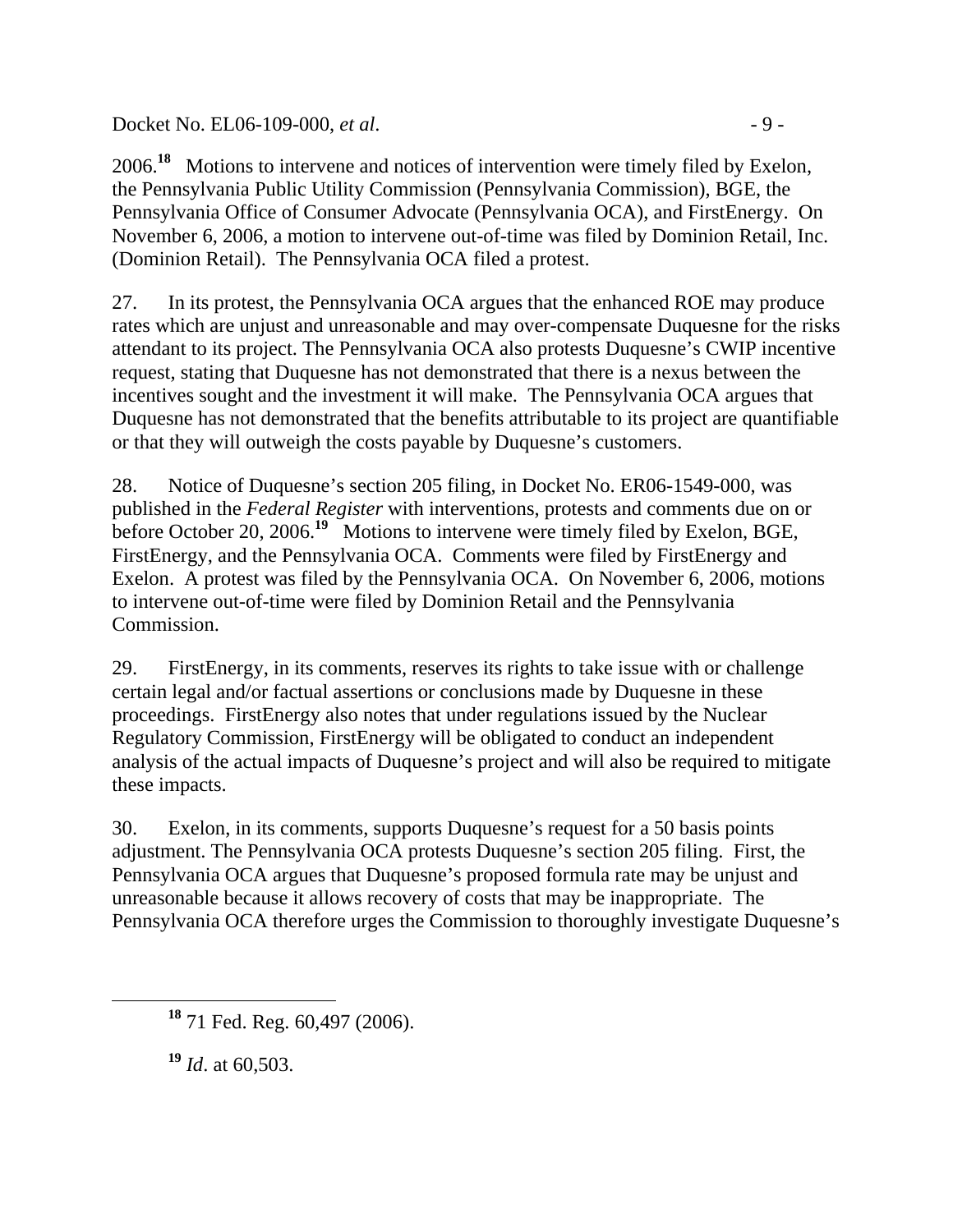2006.[18] Motions to intervene and notices of intervention were timely filed by Exelon, the Pennsylvania Public Utility Commission (Pennsylvania Commission), BGE, the Pennsylvania Office of Consumer Advocate (Pennsylvania OCA), and FirstEnergy. On November 6, 2006, a motion to intervene out-of-time was filed by Dominion Retail, Inc. (Dominion Retail). The Pennsylvania OCA filed a protest.

27. In its protest, the Pennsylvania OCA argues that the enhanced ROE may produce rates which are unjust and unreasonable and may over-compensate Duquesne for the risks attendant to its project. The Pennsylvania OCA also protests Duquesne's CWIP incentive request, stating that Duquesne has not demonstrated that there is a nexus between the incentives sought and the investment it will make. The Pennsylvania OCA argues that Duquesne has not demonstrated that the benefits attributable to its project are quantifiable or that they will outweigh the costs payable by Duquesne's customers.

28. Notice of Duquesne's section 205 filing, in Docket No. ER06-1549-000, was published in the *Federal Register* with interventions, protests and comments due on or before October 20, 2006.[19] Motions to intervene were timely filed by Exelon, BGE, FirstEnergy, and the Pennsylvania OCA. Comments were filed by FirstEnergy and Exelon. A protest was filed by the Pennsylvania OCA. On November 6, 2006, motions to intervene out-of-time were filed by Dominion Retail and the Pennsylvania Commission.

29. FirstEnergy, in its comments, reserves its rights to take issue with or challenge certain legal and/or factual assertions or conclusions made by Duquesne in these proceedings. FirstEnergy also notes that under regulations issued by the Nuclear Regulatory Commission, FirstEnergy will be obligated to conduct an independent analysis of the actual impacts of Duquesne's project and will also be required to mitigate these impacts.

30. Exelon, in its comments, supports Duquesne's request for a 50 basis points adjustment. The Pennsylvania OCA protests Duquesne's section 205 filing. First, the Pennsylvania OCA argues that Duquesne's proposed formula rate may be unjust and unreasonable because it allows recovery of costs that may be inappropriate. The Pennsylvania OCA therefore urges the Commission to thoroughly investigate Duquesne's

[18] 71 Fed. Reg. 60,497 (2006).

[19] *Id*. at 60,503.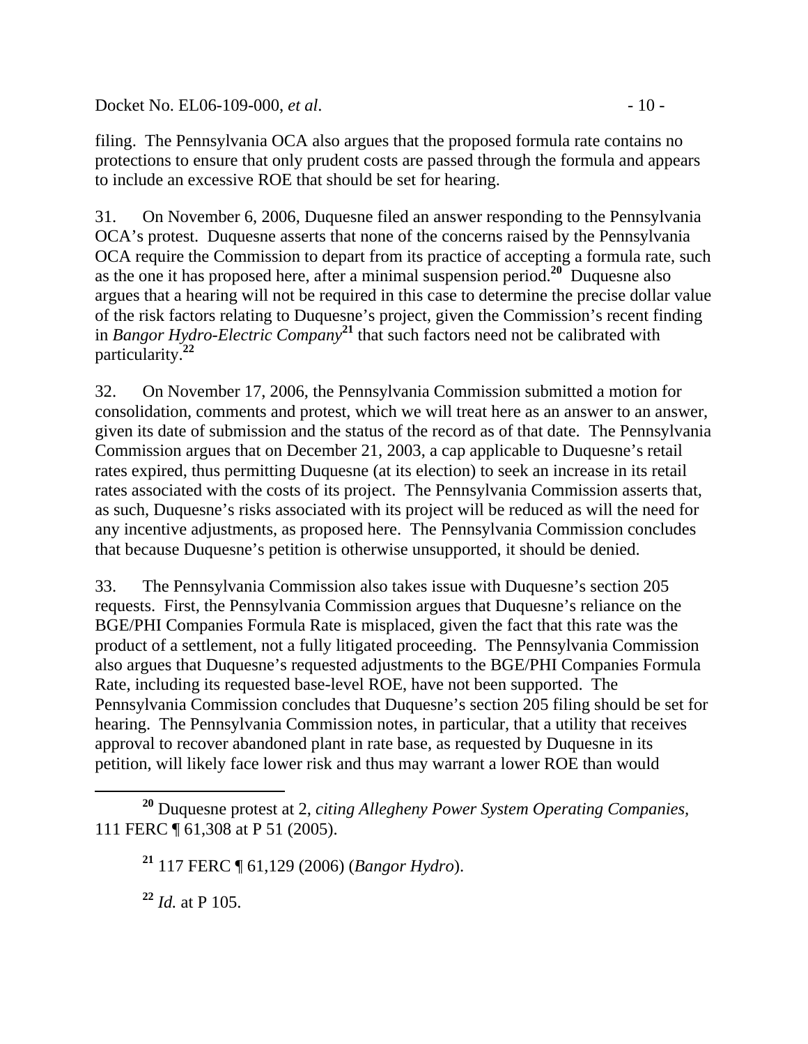filing. The Pennsylvania OCA also argues that the proposed formula rate contains no protections to ensure that only prudent costs are passed through the formula and appears to include an excessive ROE that should be set for hearing.

31. On November 6, 2006, Duquesne filed an answer responding to the Pennsylvania OCA's protest. Duquesne asserts that none of the concerns raised by the Pennsylvania OCA require the Commission to depart from its practice of accepting a formula rate, such as the one it has proposed here, after a minimal suspension period.[20] Duquesne also argues that a hearing will not be required in this case to determine the precise dollar value of the risk factors relating to Duquesne's project, given the Commission's recent finding in *Bangor Hydro-Electric Company*[21] that such factors need not be calibrated with particularity.[22]

32. On November 17, 2006, the Pennsylvania Commission submitted a motion for consolidation, comments and protest, which we will treat here as an answer to an answer, given its date of submission and the status of the record as of that date. The Pennsylvania Commission argues that on December 21, 2003, a cap applicable to Duquesne's retail rates expired, thus permitting Duquesne (at its election) to seek an increase in its retail rates associated with the costs of its project. The Pennsylvania Commission asserts that, as such, Duquesne's risks associated with its project will be reduced as will the need for any incentive adjustments, as proposed here. The Pennsylvania Commission concludes that because Duquesne's petition is otherwise unsupported, it should be denied.

33. The Pennsylvania Commission also takes issue with Duquesne's section 205 requests. First, the Pennsylvania Commission argues that Duquesne's reliance on the BGE/PHI Companies Formula Rate is misplaced, given the fact that this rate was the product of a settlement, not a fully litigated proceeding. The Pennsylvania Commission also argues that Duquesne's requested adjustments to the BGE/PHI Companies Formula Rate, including its requested base-level ROE, have not been supported. The Pennsylvania Commission concludes that Duquesne's section 205 filing should be set for hearing. The Pennsylvania Commission notes, in particular, that a utility that receives approval to recover abandoned plant in rate base, as requested by Duquesne in its petition, will likely face lower risk and thus may warrant a lower ROE than would

---

[20] Duquesne protest at 2, *citing Allegheny Power System Operating Companies*, 111 FERC ¶ 61,308 at P 51 (2005).

[21] 117 FERC ¶ 61,129 (2006) (*Bangor Hydro*).

[22] *Id.* at P 105.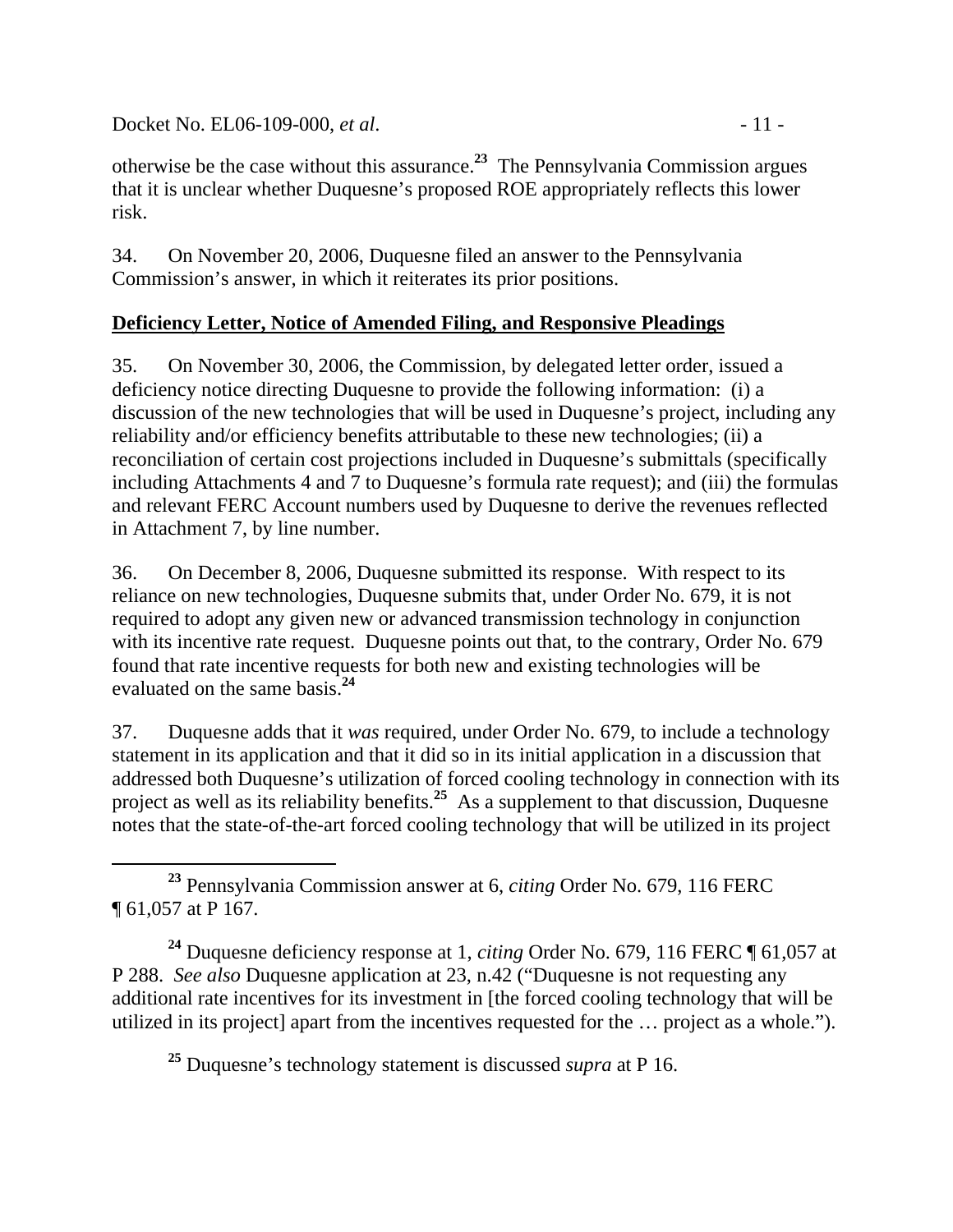otherwise be the case without this assurance.[23] The Pennsylvania Commission argues that it is unclear whether Duquesne's proposed ROE appropriately reflects this lower risk.

34. On November 20, 2006, Duquesne filed an answer to the Pennsylvania Commission's answer, in which it reiterates its prior positions.

**Deficiency Letter, Notice of Amended Filing, and Responsive Pleadings**

35. On November 30, 2006, the Commission, by delegated letter order, issued a deficiency notice directing Duquesne to provide the following information: (i) a discussion of the new technologies that will be used in Duquesne's project, including any reliability and/or efficiency benefits attributable to these new technologies; (ii) a reconciliation of certain cost projections included in Duquesne's submittals (specifically including Attachments 4 and 7 to Duquesne's formula rate request); and (iii) the formulas and relevant FERC Account numbers used by Duquesne to derive the revenues reflected in Attachment 7, by line number.

36. On December 8, 2006, Duquesne submitted its response. With respect to its reliance on new technologies, Duquesne submits that, under Order No. 679, it is not required to adopt any given new or advanced transmission technology in conjunction with its incentive rate request. Duquesne points out that, to the contrary, Order No. 679 found that rate incentive requests for both new and existing technologies will be evaluated on the same basis.[24]

37. Duquesne adds that it *was* required, under Order No. 679, to include a technology statement in its application and that it did so in its initial application in a discussion that addressed both Duquesne's utilization of forced cooling technology in connection with its project as well as its reliability benefits.[25] As a supplement to that discussion, Duquesne notes that the state-of-the-art forced cooling technology that will be utilized in its project

---

[23] Pennsylvania Commission answer at 6, *citing* Order No. 679, 116 FERC ¶ 61,057 at P 167.

[24] Duquesne deficiency response at 1, *citing* Order No. 679, 116 FERC ¶ 61,057 at P 288. *See also* Duquesne application at 23, n.42 ("Duquesne is not requesting any additional rate incentives for its investment in [the forced cooling technology that will be utilized in its project] apart from the incentives requested for the … project as a whole.").

[25] Duquesne's technology statement is discussed *supra* at P 16.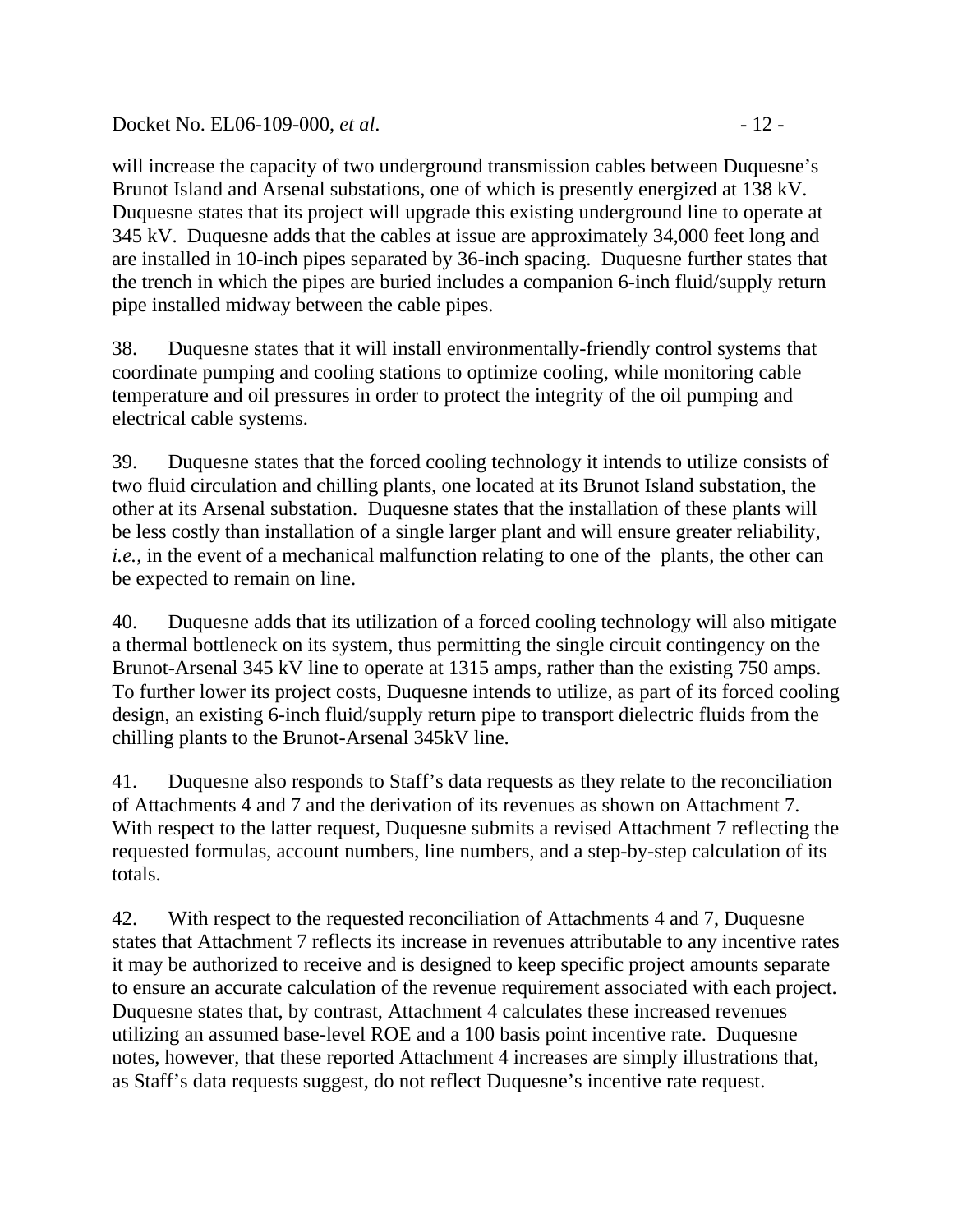will increase the capacity of two underground transmission cables between Duquesne's Brunot Island and Arsenal substations, one of which is presently energized at 138 kV. Duquesne states that its project will upgrade this existing underground line to operate at 345 kV. Duquesne adds that the cables at issue are approximately 34,000 feet long and are installed in 10-inch pipes separated by 36-inch spacing. Duquesne further states that the trench in which the pipes are buried includes a companion 6-inch fluid/supply return pipe installed midway between the cable pipes.

38. Duquesne states that it will install environmentally-friendly control systems that coordinate pumping and cooling stations to optimize cooling, while monitoring cable temperature and oil pressures in order to protect the integrity of the oil pumping and electrical cable systems.

39. Duquesne states that the forced cooling technology it intends to utilize consists of two fluid circulation and chilling plants, one located at its Brunot Island substation, the other at its Arsenal substation. Duquesne states that the installation of these plants will be less costly than installation of a single larger plant and will ensure greater reliability, *i.e.*, in the event of a mechanical malfunction relating to one of the plants, the other can be expected to remain on line.

40. Duquesne adds that its utilization of a forced cooling technology will also mitigate a thermal bottleneck on its system, thus permitting the single circuit contingency on the Brunot-Arsenal 345 kV line to operate at 1315 amps, rather than the existing 750 amps. To further lower its project costs, Duquesne intends to utilize, as part of its forced cooling design, an existing 6-inch fluid/supply return pipe to transport dielectric fluids from the chilling plants to the Brunot-Arsenal 345kV line.

41. Duquesne also responds to Staff's data requests as they relate to the reconciliation of Attachments 4 and 7 and the derivation of its revenues as shown on Attachment 7. With respect to the latter request, Duquesne submits a revised Attachment 7 reflecting the requested formulas, account numbers, line numbers, and a step-by-step calculation of its totals.

42. With respect to the requested reconciliation of Attachments 4 and 7, Duquesne states that Attachment 7 reflects its increase in revenues attributable to any incentive rates it may be authorized to receive and is designed to keep specific project amounts separate to ensure an accurate calculation of the revenue requirement associated with each project. Duquesne states that, by contrast, Attachment 4 calculates these increased revenues utilizing an assumed base-level ROE and a 100 basis point incentive rate. Duquesne notes, however, that these reported Attachment 4 increases are simply illustrations that, as Staff's data requests suggest, do not reflect Duquesne's incentive rate request.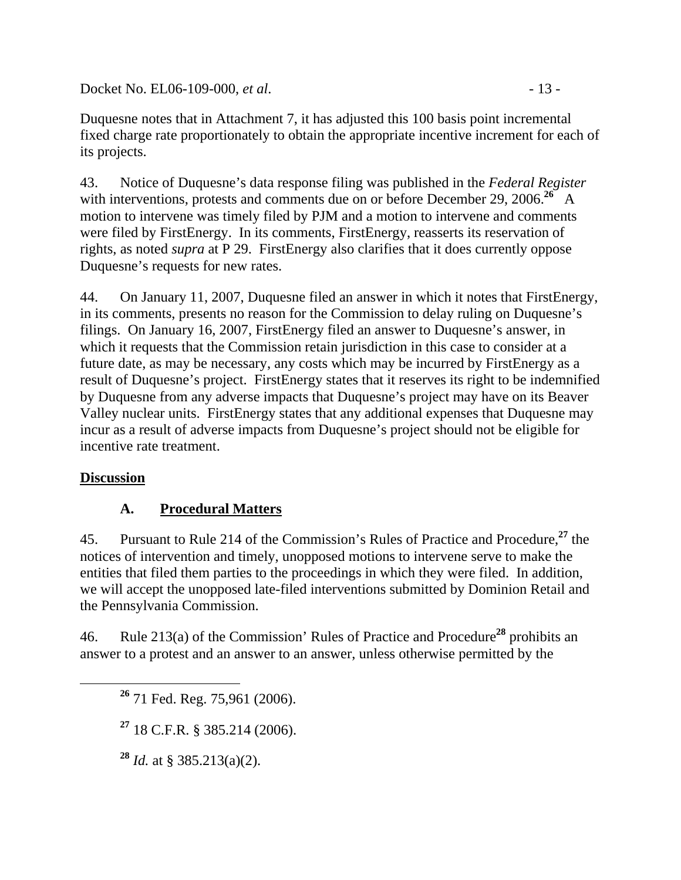Duquesne notes that in Attachment 7, it has adjusted this 100 basis point incremental fixed charge rate proportionately to obtain the appropriate incentive increment for each of its projects.

43. Notice of Duquesne's data response filing was published in the *Federal Register* with interventions, protests and comments due on or before December 29, 2006.[26] A motion to intervene was timely filed by PJM and a motion to intervene and comments were filed by FirstEnergy. In its comments, FirstEnergy, reasserts its reservation of rights, as noted *supra* at P 29. FirstEnergy also clarifies that it does currently oppose Duquesne's requests for new rates.

44. On January 11, 2007, Duquesne filed an answer in which it notes that FirstEnergy, in its comments, presents no reason for the Commission to delay ruling on Duquesne's filings. On January 16, 2007, FirstEnergy filed an answer to Duquesne's answer, in which it requests that the Commission retain jurisdiction in this case to consider at a future date, as may be necessary, any costs which may be incurred by FirstEnergy as a result of Duquesne's project. FirstEnergy states that it reserves its right to be indemnified by Duquesne from any adverse impacts that Duquesne's project may have on its Beaver Valley nuclear units. FirstEnergy states that any additional expenses that Duquesne may incur as a result of adverse impacts from Duquesne's project should not be eligible for incentive rate treatment.

## Discussion

### A. Procedural Matters

45. Pursuant to Rule 214 of the Commission's Rules of Practice and Procedure,[27] the notices of intervention and timely, unopposed motions to intervene serve to make the entities that filed them parties to the proceedings in which they were filed. In addition, we will accept the unopposed late-filed interventions submitted by Dominion Retail and the Pennsylvania Commission.

46. Rule 213(a) of the Commission' Rules of Practice and Procedure[28] prohibits an answer to a protest and an answer to an answer, unless otherwise permitted by the

---

[26] 71 Fed. Reg. 75,961 (2006).

[27] 18 C.F.R. § 385.214 (2006).

[28] *Id.* at § 385.213(a)(2).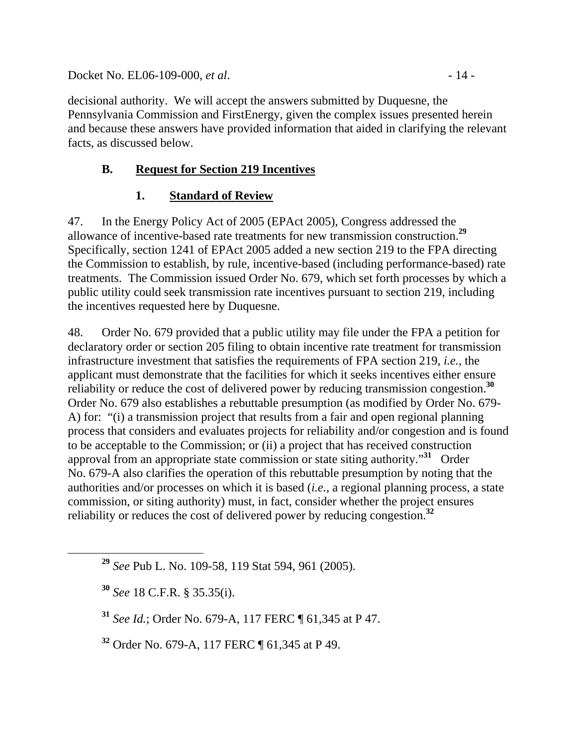decisional authority. We will accept the answers submitted by Duquesne, the Pennsylvania Commission and FirstEnergy, given the complex issues presented herein and because these answers have provided information that aided in clarifying the relevant facts, as discussed below.

### B. Request for Section 219 Incentives

#### 1. Standard of Review

47. In the Energy Policy Act of 2005 (EPAct 2005), Congress addressed the allowance of incentive-based rate treatments for new transmission construction.[29] Specifically, section 1241 of EPAct 2005 added a new section 219 to the FPA directing the Commission to establish, by rule, incentive-based (including performance-based) rate treatments. The Commission issued Order No. 679, which set forth processes by which a public utility could seek transmission rate incentives pursuant to section 219, including the incentives requested here by Duquesne.

48. Order No. 679 provided that a public utility may file under the FPA a petition for declaratory order or section 205 filing to obtain incentive rate treatment for transmission infrastructure investment that satisfies the requirements of FPA section 219, *i.e.*, the applicant must demonstrate that the facilities for which it seeks incentives either ensure reliability or reduce the cost of delivered power by reducing transmission congestion.[30] Order No. 679 also establishes a rebuttable presumption (as modified by Order No. 679-A) for: "(i) a transmission project that results from a fair and open regional planning process that considers and evaluates projects for reliability and/or congestion and is found to be acceptable to the Commission; or (ii) a project that has received construction approval from an appropriate state commission or state siting authority."[31] Order No. 679-A also clarifies the operation of this rebuttable presumption by noting that the authorities and/or processes on which it is based (*i.e.*, a regional planning process, a state commission, or siting authority) must, in fact, consider whether the project ensures reliability or reduces the cost of delivered power by reducing congestion.[32]

---

[29] *See* Pub L. No. 109-58, 119 Stat 594, 961 (2005).

[30] *See* 18 C.F.R. § 35.35(i).

[31] *See Id.*; Order No. 679-A, 117 FERC ¶ 61,345 at P 47.

[32] Order No. 679-A, 117 FERC ¶ 61,345 at P 49.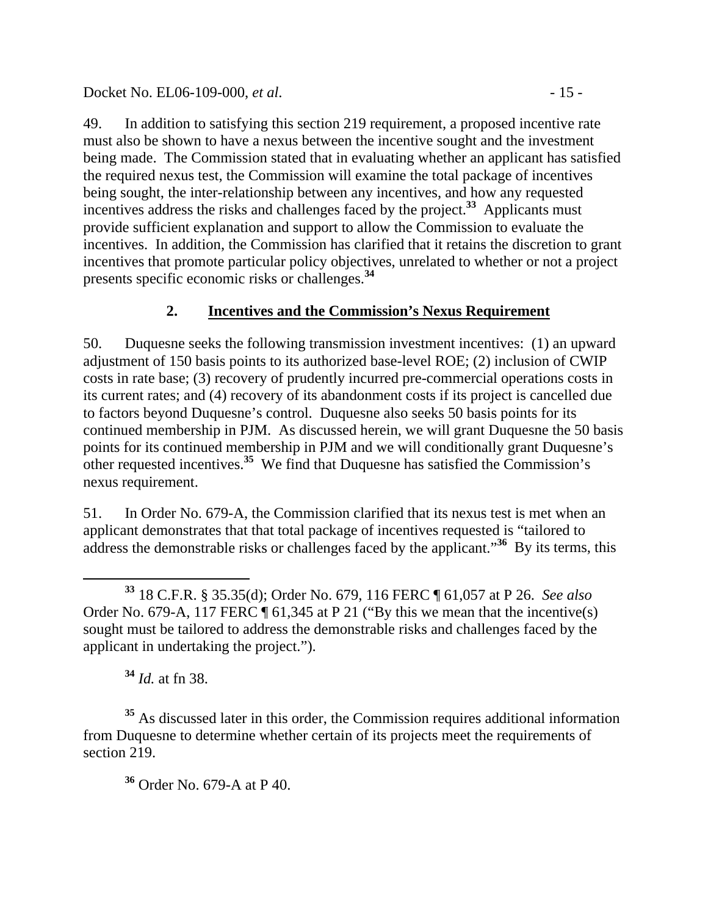49. In addition to satisfying this section 219 requirement, a proposed incentive rate must also be shown to have a nexus between the incentive sought and the investment being made. The Commission stated that in evaluating whether an applicant has satisfied the required nexus test, the Commission will examine the total package of incentives being sought, the inter-relationship between any incentives, and how any requested incentives address the risks and challenges faced by the project.[33] Applicants must provide sufficient explanation and support to allow the Commission to evaluate the incentives. In addition, the Commission has clarified that it retains the discretion to grant incentives that promote particular policy objectives, unrelated to whether or not a project presents specific economic risks or challenges.[34]

## 2. Incentives and the Commission's Nexus Requirement

50. Duquesne seeks the following transmission investment incentives: (1) an upward adjustment of 150 basis points to its authorized base-level ROE; (2) inclusion of CWIP costs in rate base; (3) recovery of prudently incurred pre-commercial operations costs in its current rates; and (4) recovery of its abandonment costs if its project is cancelled due to factors beyond Duquesne's control. Duquesne also seeks 50 basis points for its continued membership in PJM. As discussed herein, we will grant Duquesne the 50 basis points for its continued membership in PJM and we will conditionally grant Duquesne's other requested incentives.[35] We find that Duquesne has satisfied the Commission's nexus requirement.

51. In Order No. 679-A, the Commission clarified that its nexus test is met when an applicant demonstrates that that total package of incentives requested is "tailored to address the demonstrable risks or challenges faced by the applicant."[36] By its terms, this

---

[33] 18 C.F.R. § 35.35(d); Order No. 679, 116 FERC ¶ 61,057 at P 26. *See also* Order No. 679-A, 117 FERC ¶ 61,345 at P 21 ("By this we mean that the incentive(s) sought must be tailored to address the demonstrable risks and challenges faced by the applicant in undertaking the project.").

[34] *Id.* at fn 38.

[35] As discussed later in this order, the Commission requires additional information from Duquesne to determine whether certain of its projects meet the requirements of section 219.

[36] Order No. 679-A at P 40.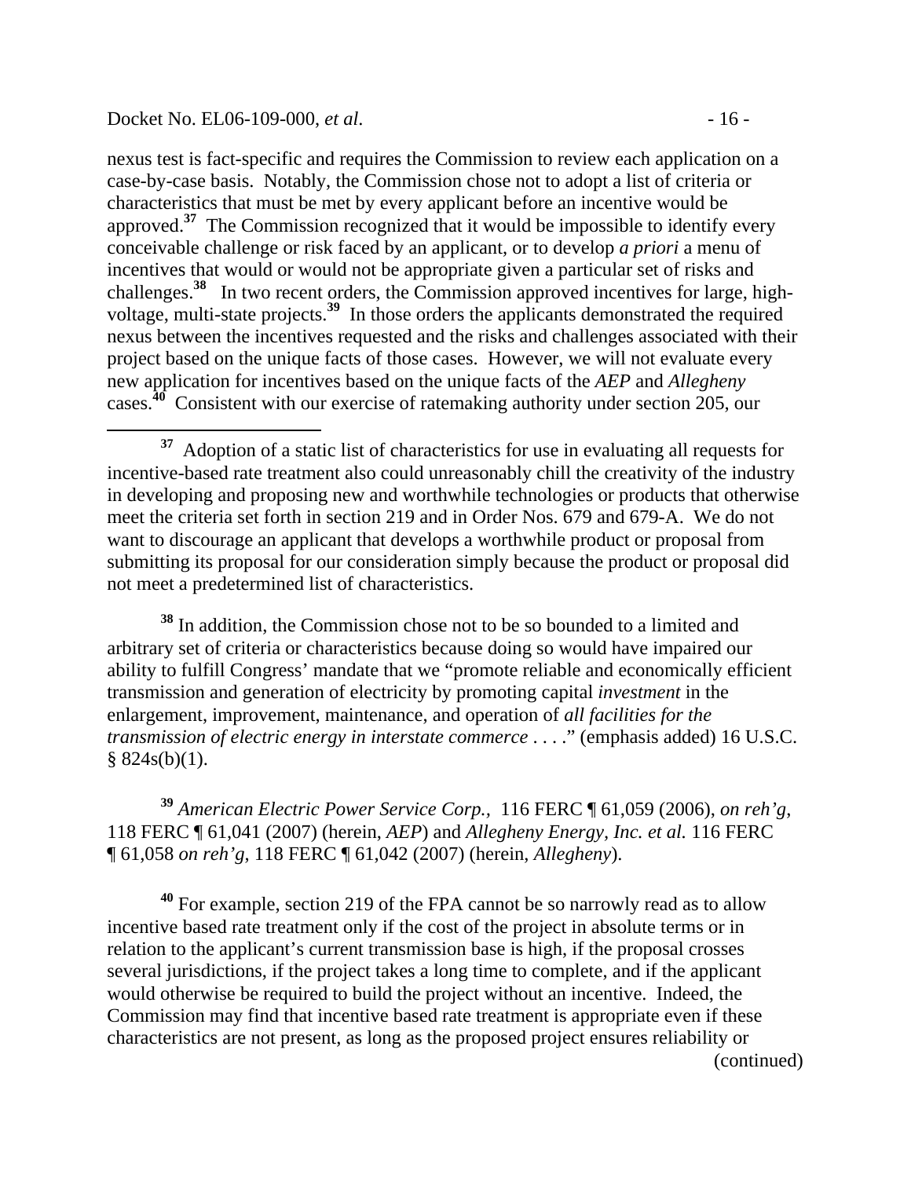nexus test is fact-specific and requires the Commission to review each application on a case-by-case basis. Notably, the Commission chose not to adopt a list of criteria or characteristics that must be met by every applicant before an incentive would be approved.[37] The Commission recognized that it would be impossible to identify every conceivable challenge or risk faced by an applicant, or to develop *a priori* a menu of incentives that would or would not be appropriate given a particular set of risks and challenges.[38] In two recent orders, the Commission approved incentives for large, high-voltage, multi-state projects.[39] In those orders the applicants demonstrated the required nexus between the incentives requested and the risks and challenges associated with their project based on the unique facts of those cases. However, we will not evaluate every new application for incentives based on the unique facts of the *AEP* and *Allegheny* cases.[40] Consistent with our exercise of ratemaking authority under section 205, our

---

[37] Adoption of a static list of characteristics for use in evaluating all requests for incentive-based rate treatment also could unreasonably chill the creativity of the industry in developing and proposing new and worthwhile technologies or products that otherwise meet the criteria set forth in section 219 and in Order Nos. 679 and 679-A. We do not want to discourage an applicant that develops a worthwhile product or proposal from submitting its proposal for our consideration simply because the product or proposal did not meet a predetermined list of characteristics.

[38] In addition, the Commission chose not to be so bounded to a limited and arbitrary set of criteria or characteristics because doing so would have impaired our ability to fulfill Congress' mandate that we "promote reliable and economically efficient transmission and generation of electricity by promoting capital *investment* in the enlargement, improvement, maintenance, and operation of *all facilities for the transmission of electric energy in interstate commerce* . . . ." (emphasis added) 16 U.S.C. § 824s(b)(1).

[39] *American Electric Power Service Corp.*, 116 FERC ¶ 61,059 (2006), *on reh'g*, 118 FERC ¶ 61,041 (2007) (herein, *AEP*) and *Allegheny Energy, Inc. et al.* 116 FERC ¶ 61,058 *on reh'g*, 118 FERC ¶ 61,042 (2007) (herein, *Allegheny*).

[40] For example, section 219 of the FPA cannot be so narrowly read as to allow incentive based rate treatment only if the cost of the project in absolute terms or in relation to the applicant's current transmission base is high, if the proposal crosses several jurisdictions, if the project takes a long time to complete, and if the applicant would otherwise be required to build the project without an incentive. Indeed, the Commission may find that incentive based rate treatment is appropriate even if these characteristics are not present, as long as the proposed project ensures reliability or

(continued)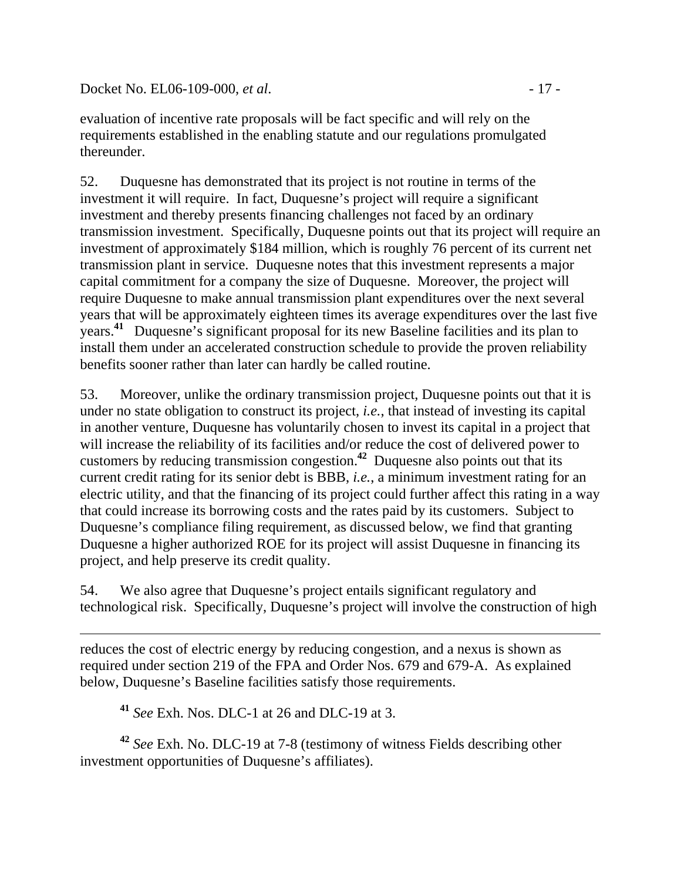evaluation of incentive rate proposals will be fact specific and will rely on the requirements established in the enabling statute and our regulations promulgated thereunder.

52. Duquesne has demonstrated that its project is not routine in terms of the investment it will require. In fact, Duquesne's project will require a significant investment and thereby presents financing challenges not faced by an ordinary transmission investment. Specifically, Duquesne points out that its project will require an investment of approximately \$184 million, which is roughly 76 percent of its current net transmission plant in service. Duquesne notes that this investment represents a major capital commitment for a company the size of Duquesne. Moreover, the project will require Duquesne to make annual transmission plant expenditures over the next several years that will be approximately eighteen times its average expenditures over the last five years.[41] Duquesne's significant proposal for its new Baseline facilities and its plan to install them under an accelerated construction schedule to provide the proven reliability benefits sooner rather than later can hardly be called routine.

53. Moreover, unlike the ordinary transmission project, Duquesne points out that it is under no state obligation to construct its project, *i.e.*, that instead of investing its capital in another venture, Duquesne has voluntarily chosen to invest its capital in a project that will increase the reliability of its facilities and/or reduce the cost of delivered power to customers by reducing transmission congestion.[42] Duquesne also points out that its current credit rating for its senior debt is BBB, *i.e.*, a minimum investment rating for an electric utility, and that the financing of its project could further affect this rating in a way that could increase its borrowing costs and the rates paid by its customers. Subject to Duquesne's compliance filing requirement, as discussed below, we find that granting Duquesne a higher authorized ROE for its project will assist Duquesne in financing its project, and help preserve its credit quality.

54. We also agree that Duquesne's project entails significant regulatory and technological risk. Specifically, Duquesne's project will involve the construction of high

---

reduces the cost of electric energy by reducing congestion, and a nexus is shown as required under section 219 of the FPA and Order Nos. 679 and 679-A. As explained below, Duquesne's Baseline facilities satisfy those requirements.

[41] *See* Exh. Nos. DLC-1 at 26 and DLC-19 at 3.

[42] *See* Exh. No. DLC-19 at 7-8 (testimony of witness Fields describing other investment opportunities of Duquesne's affiliates).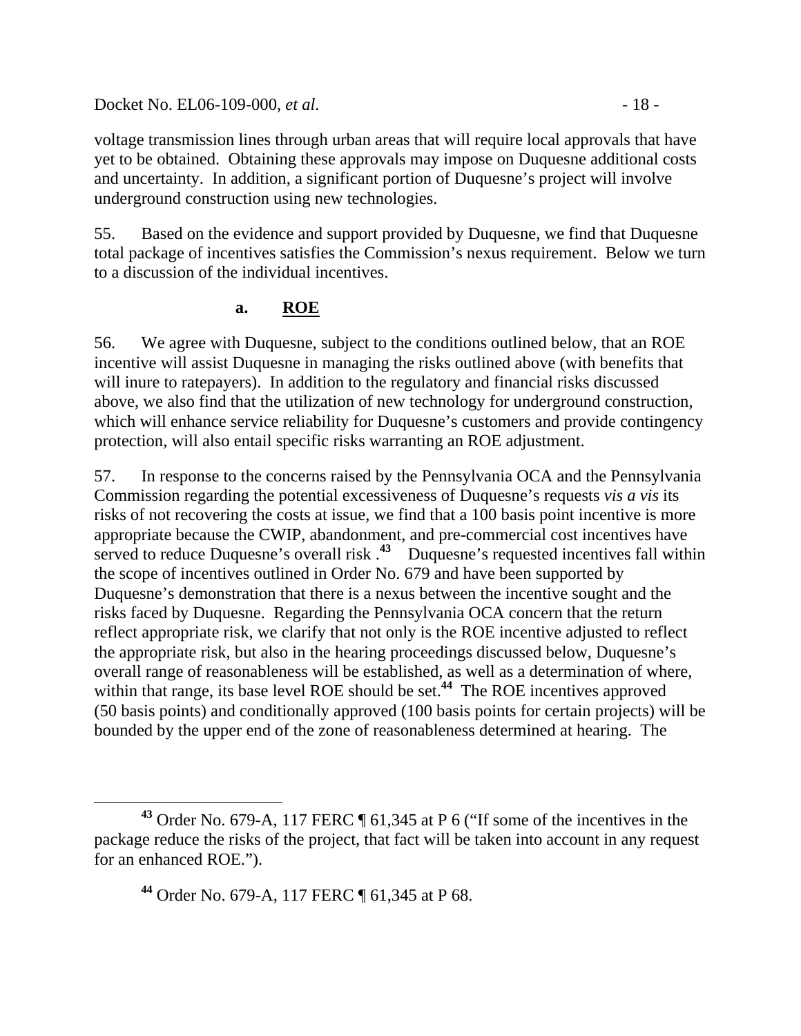voltage transmission lines through urban areas that will require local approvals that have yet to be obtained. Obtaining these approvals may impose on Duquesne additional costs and uncertainty. In addition, a significant portion of Duquesne's project will involve underground construction using new technologies.

55. Based on the evidence and support provided by Duquesne, we find that Duquesne total package of incentives satisfies the Commission's nexus requirement. Below we turn to a discussion of the individual incentives.

### a. ROE

56. We agree with Duquesne, subject to the conditions outlined below, that an ROE incentive will assist Duquesne in managing the risks outlined above (with benefits that will inure to ratepayers). In addition to the regulatory and financial risks discussed above, we also find that the utilization of new technology for underground construction, which will enhance service reliability for Duquesne's customers and provide contingency protection, will also entail specific risks warranting an ROE adjustment.

57. In response to the concerns raised by the Pennsylvania OCA and the Pennsylvania Commission regarding the potential excessiveness of Duquesne's requests *vis a vis* its risks of not recovering the costs at issue, we find that a 100 basis point incentive is more appropriate because the CWIP, abandonment, and pre-commercial cost incentives have served to reduce Duquesne's overall risk .[43] Duquesne's requested incentives fall within the scope of incentives outlined in Order No. 679 and have been supported by Duquesne's demonstration that there is a nexus between the incentive sought and the risks faced by Duquesne. Regarding the Pennsylvania OCA concern that the return reflect appropriate risk, we clarify that not only is the ROE incentive adjusted to reflect the appropriate risk, but also in the hearing proceedings discussed below, Duquesne's overall range of reasonableness will be established, as well as a determination of where, within that range, its base level ROE should be set.[44] The ROE incentives approved (50 basis points) and conditionally approved (100 basis points for certain projects) will be bounded by the upper end of the zone of reasonableness determined at hearing. The

---

[43] Order No. 679-A, 117 FERC ¶ 61,345 at P 6 ("If some of the incentives in the package reduce the risks of the project, that fact will be taken into account in any request for an enhanced ROE.").

[44] Order No. 679-A, 117 FERC ¶ 61,345 at P 68.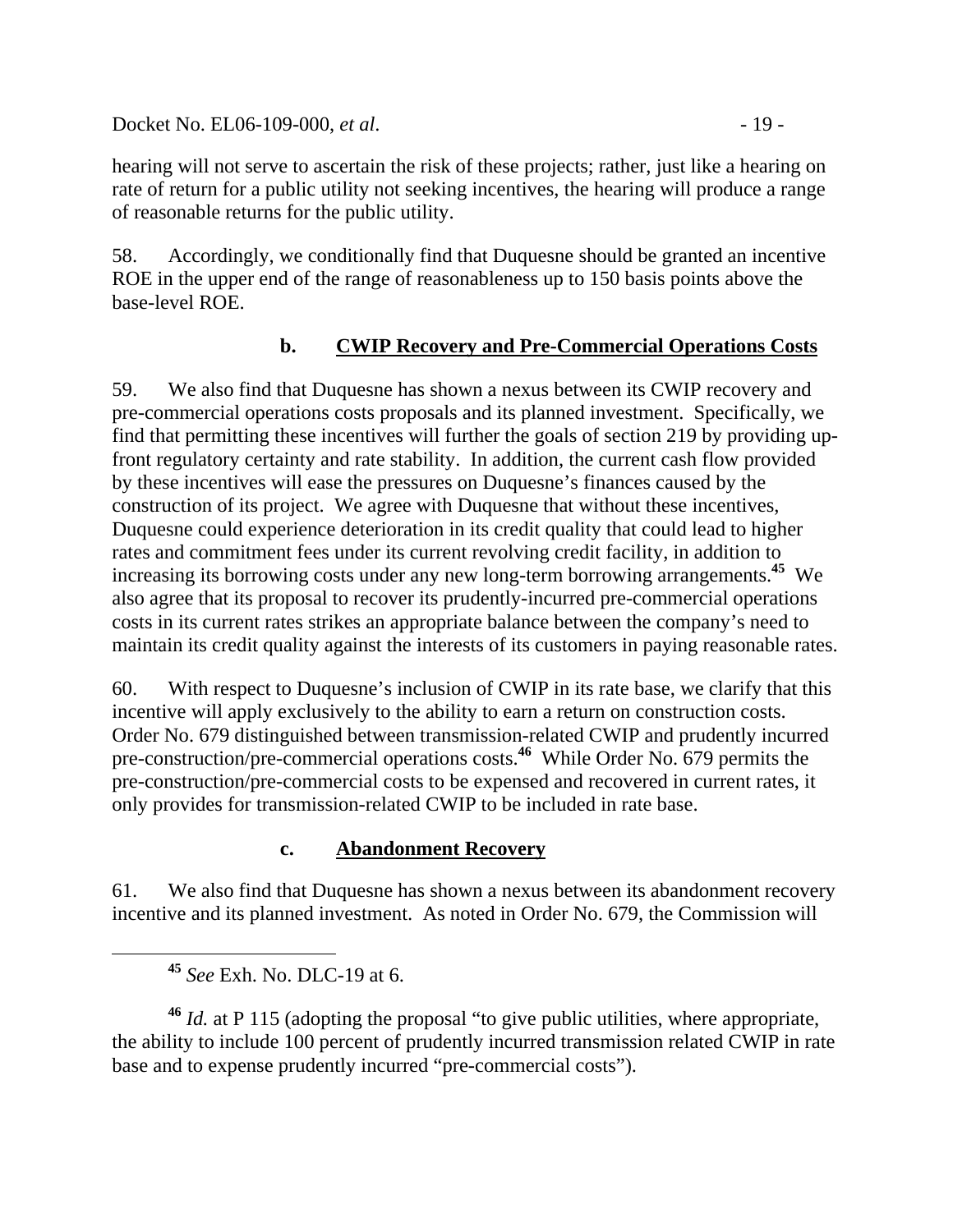hearing will not serve to ascertain the risk of these projects; rather, just like a hearing on rate of return for a public utility not seeking incentives, the hearing will produce a range of reasonable returns for the public utility.

58. Accordingly, we conditionally find that Duquesne should be granted an incentive ROE in the upper end of the range of reasonableness up to 150 basis points above the base-level ROE.

### b. CWIP Recovery and Pre-Commercial Operations Costs

59. We also find that Duquesne has shown a nexus between its CWIP recovery and pre-commercial operations costs proposals and its planned investment. Specifically, we find that permitting these incentives will further the goals of section 219 by providing up-front regulatory certainty and rate stability. In addition, the current cash flow provided by these incentives will ease the pressures on Duquesne's finances caused by the construction of its project. We agree with Duquesne that without these incentives, Duquesne could experience deterioration in its credit quality that could lead to higher rates and commitment fees under its current revolving credit facility, in addition to increasing its borrowing costs under any new long-term borrowing arrangements.[45] We also agree that its proposal to recover its prudently-incurred pre-commercial operations costs in its current rates strikes an appropriate balance between the company's need to maintain its credit quality against the interests of its customers in paying reasonable rates.

60. With respect to Duquesne's inclusion of CWIP in its rate base, we clarify that this incentive will apply exclusively to the ability to earn a return on construction costs. Order No. 679 distinguished between transmission-related CWIP and prudently incurred pre-construction/pre-commercial operations costs.[46] While Order No. 679 permits the pre-construction/pre-commercial costs to be expensed and recovered in current rates, it only provides for transmission-related CWIP to be included in rate base.

### c. Abandonment Recovery

61. We also find that Duquesne has shown a nexus between its abandonment recovery incentive and its planned investment. As noted in Order No. 679, the Commission will

---

[45] *See* Exh. No. DLC-19 at 6.

[46] *Id.* at P 115 (adopting the proposal "to give public utilities, where appropriate, the ability to include 100 percent of prudently incurred transmission related CWIP in rate base and to expense prudently incurred "pre-commercial costs").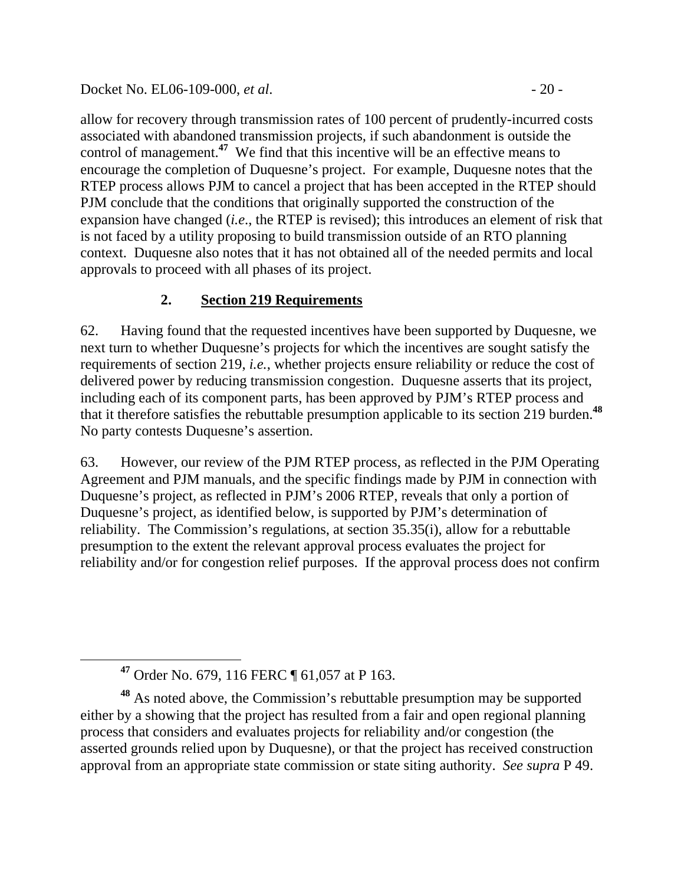allow for recovery through transmission rates of 100 percent of prudently-incurred costs associated with abandoned transmission projects, if such abandonment is outside the control of management.[47] We find that this incentive will be an effective means to encourage the completion of Duquesne's project. For example, Duquesne notes that the RTEP process allows PJM to cancel a project that has been accepted in the RTEP should PJM conclude that the conditions that originally supported the construction of the expansion have changed (*i.e*., the RTEP is revised); this introduces an element of risk that is not faced by a utility proposing to build transmission outside of an RTO planning context. Duquesne also notes that it has not obtained all of the needed permits and local approvals to proceed with all phases of its project.

### 2. Section 219 Requirements

62. Having found that the requested incentives have been supported by Duquesne, we next turn to whether Duquesne's projects for which the incentives are sought satisfy the requirements of section 219, *i.e.*, whether projects ensure reliability or reduce the cost of delivered power by reducing transmission congestion. Duquesne asserts that its project, including each of its component parts, has been approved by PJM's RTEP process and that it therefore satisfies the rebuttable presumption applicable to its section 219 burden.[48] No party contests Duquesne's assertion.

63. However, our review of the PJM RTEP process, as reflected in the PJM Operating Agreement and PJM manuals, and the specific findings made by PJM in connection with Duquesne's project, as reflected in PJM's 2006 RTEP, reveals that only a portion of Duquesne's project, as identified below, is supported by PJM's determination of reliability. The Commission's regulations, at section 35.35(i), allow for a rebuttable presumption to the extent the relevant approval process evaluates the project for reliability and/or for congestion relief purposes. If the approval process does not confirm

[47] Order No. 679, 116 FERC ¶ 61,057 at P 163.

[48] As noted above, the Commission's rebuttable presumption may be supported either by a showing that the project has resulted from a fair and open regional planning process that considers and evaluates projects for reliability and/or congestion (the asserted grounds relied upon by Duquesne), or that the project has received construction approval from an appropriate state commission or state siting authority. *See supra* P 49.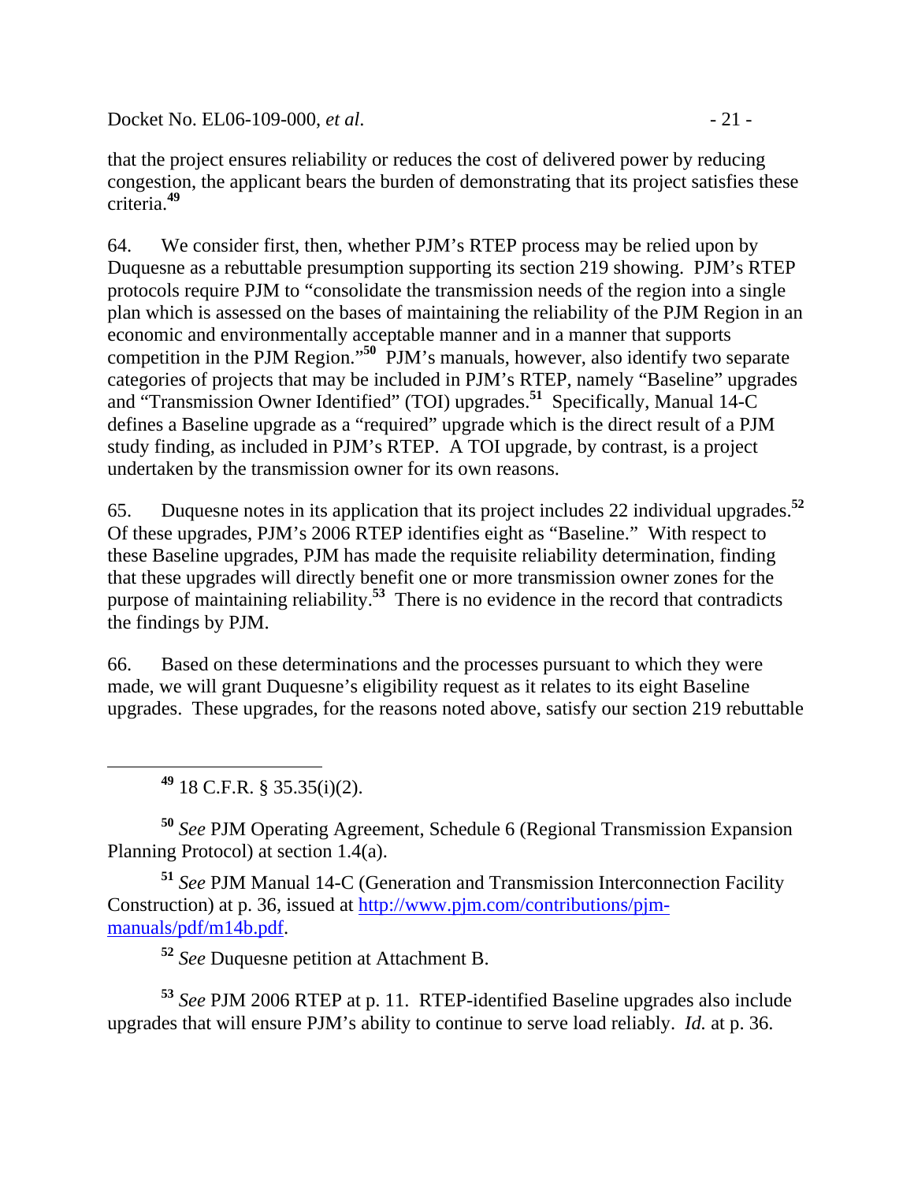that the project ensures reliability or reduces the cost of delivered power by reducing congestion, the applicant bears the burden of demonstrating that its project satisfies these criteria.[49]

64. We consider first, then, whether PJM's RTEP process may be relied upon by Duquesne as a rebuttable presumption supporting its section 219 showing. PJM's RTEP protocols require PJM to "consolidate the transmission needs of the region into a single plan which is assessed on the bases of maintaining the reliability of the PJM Region in an economic and environmentally acceptable manner and in a manner that supports competition in the PJM Region."[50] PJM's manuals, however, also identify two separate categories of projects that may be included in PJM's RTEP, namely "Baseline" upgrades and "Transmission Owner Identified" (TOI) upgrades.[51] Specifically, Manual 14-C defines a Baseline upgrade as a "required" upgrade which is the direct result of a PJM study finding, as included in PJM's RTEP. A TOI upgrade, by contrast, is a project undertaken by the transmission owner for its own reasons.

65. Duquesne notes in its application that its project includes 22 individual upgrades.[52] Of these upgrades, PJM's 2006 RTEP identifies eight as "Baseline." With respect to these Baseline upgrades, PJM has made the requisite reliability determination, finding that these upgrades will directly benefit one or more transmission owner zones for the purpose of maintaining reliability.[53] There is no evidence in the record that contradicts the findings by PJM.

66. Based on these determinations and the processes pursuant to which they were made, we will grant Duquesne's eligibility request as it relates to its eight Baseline upgrades. These upgrades, for the reasons noted above, satisfy our section 219 rebuttable

---

[49] 18 C.F.R. § 35.35(i)(2).

[50] *See* PJM Operating Agreement, Schedule 6 (Regional Transmission Expansion Planning Protocol) at section 1.4(a).

[51] *See* PJM Manual 14-C (Generation and Transmission Interconnection Facility Construction) at p. 36, issued at http://www.pjm.com/contributions/pjm-manuals/pdf/m14b.pdf.

[52] *See* Duquesne petition at Attachment B.

[53] *See* PJM 2006 RTEP at p. 11. RTEP-identified Baseline upgrades also include upgrades that will ensure PJM's ability to continue to serve load reliably. *Id.* at p. 36.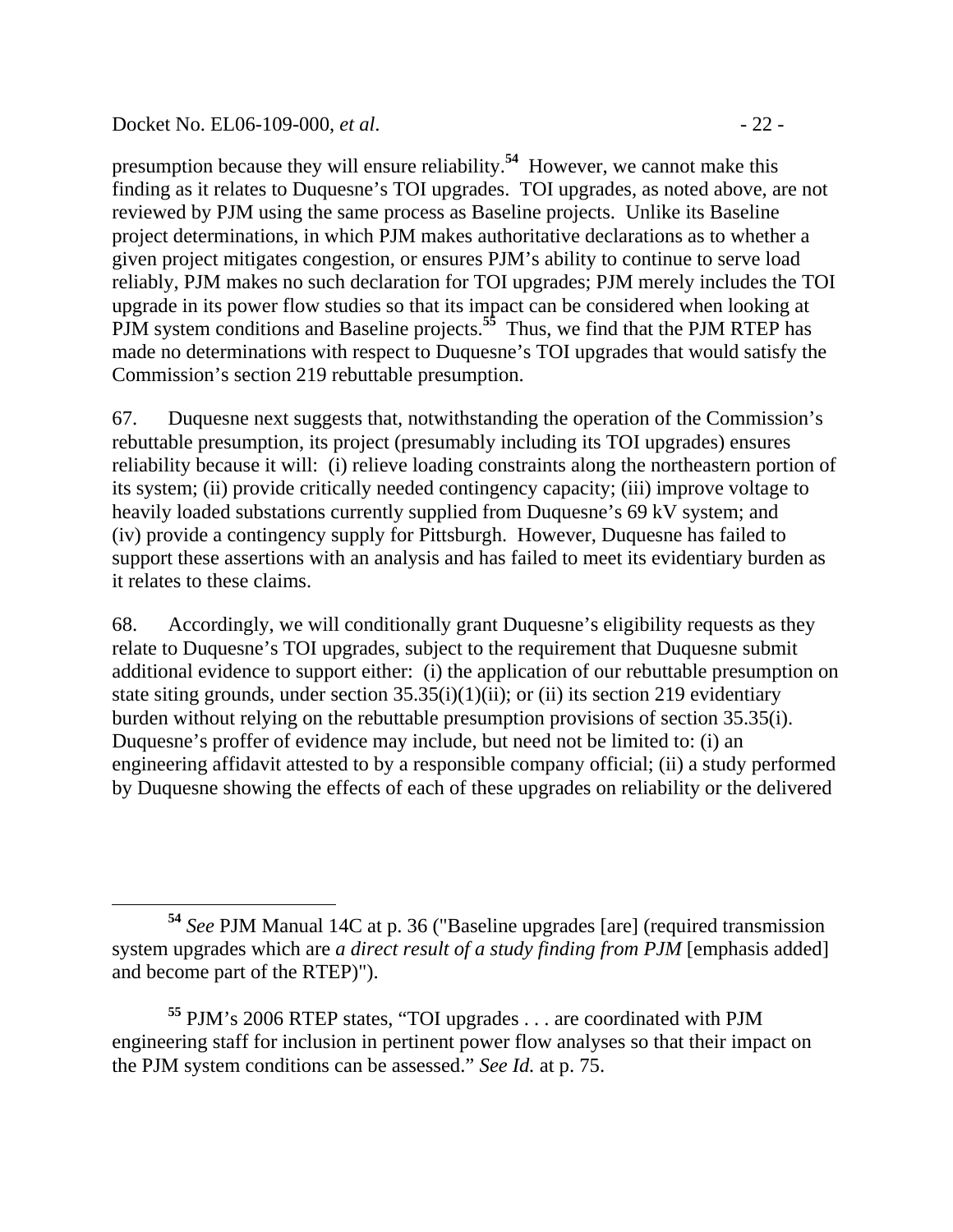presumption because they will ensure reliability.[54] However, we cannot make this finding as it relates to Duquesne's TOI upgrades. TOI upgrades, as noted above, are not reviewed by PJM using the same process as Baseline projects. Unlike its Baseline project determinations, in which PJM makes authoritative declarations as to whether a given project mitigates congestion, or ensures PJM's ability to continue to serve load reliably, PJM makes no such declaration for TOI upgrades; PJM merely includes the TOI upgrade in its power flow studies so that its impact can be considered when looking at PJM system conditions and Baseline projects.[55] Thus, we find that the PJM RTEP has made no determinations with respect to Duquesne's TOI upgrades that would satisfy the Commission's section 219 rebuttable presumption.

67. Duquesne next suggests that, notwithstanding the operation of the Commission's rebuttable presumption, its project (presumably including its TOI upgrades) ensures reliability because it will: (i) relieve loading constraints along the northeastern portion of its system; (ii) provide critically needed contingency capacity; (iii) improve voltage to heavily loaded substations currently supplied from Duquesne's 69 kV system; and (iv) provide a contingency supply for Pittsburgh. However, Duquesne has failed to support these assertions with an analysis and has failed to meet its evidentiary burden as it relates to these claims.

68. Accordingly, we will conditionally grant Duquesne's eligibility requests as they relate to Duquesne's TOI upgrades, subject to the requirement that Duquesne submit additional evidence to support either: (i) the application of our rebuttable presumption on state siting grounds, under section 35.35(i)(1)(ii); or (ii) its section 219 evidentiary burden without relying on the rebuttable presumption provisions of section 35.35(i). Duquesne's proffer of evidence may include, but need not be limited to: (i) an engineering affidavit attested to by a responsible company official; (ii) a study performed by Duquesne showing the effects of each of these upgrades on reliability or the delivered

---

[54] *See* PJM Manual 14C at p. 36 ("Baseline upgrades [are] (required transmission system upgrades which are *a direct result of a study finding from PJM* [emphasis added] and become part of the RTEP)").

[55] PJM's 2006 RTEP states, "TOI upgrades . . . are coordinated with PJM engineering staff for inclusion in pertinent power flow analyses so that their impact on the PJM system conditions can be assessed." *See Id.* at p. 75.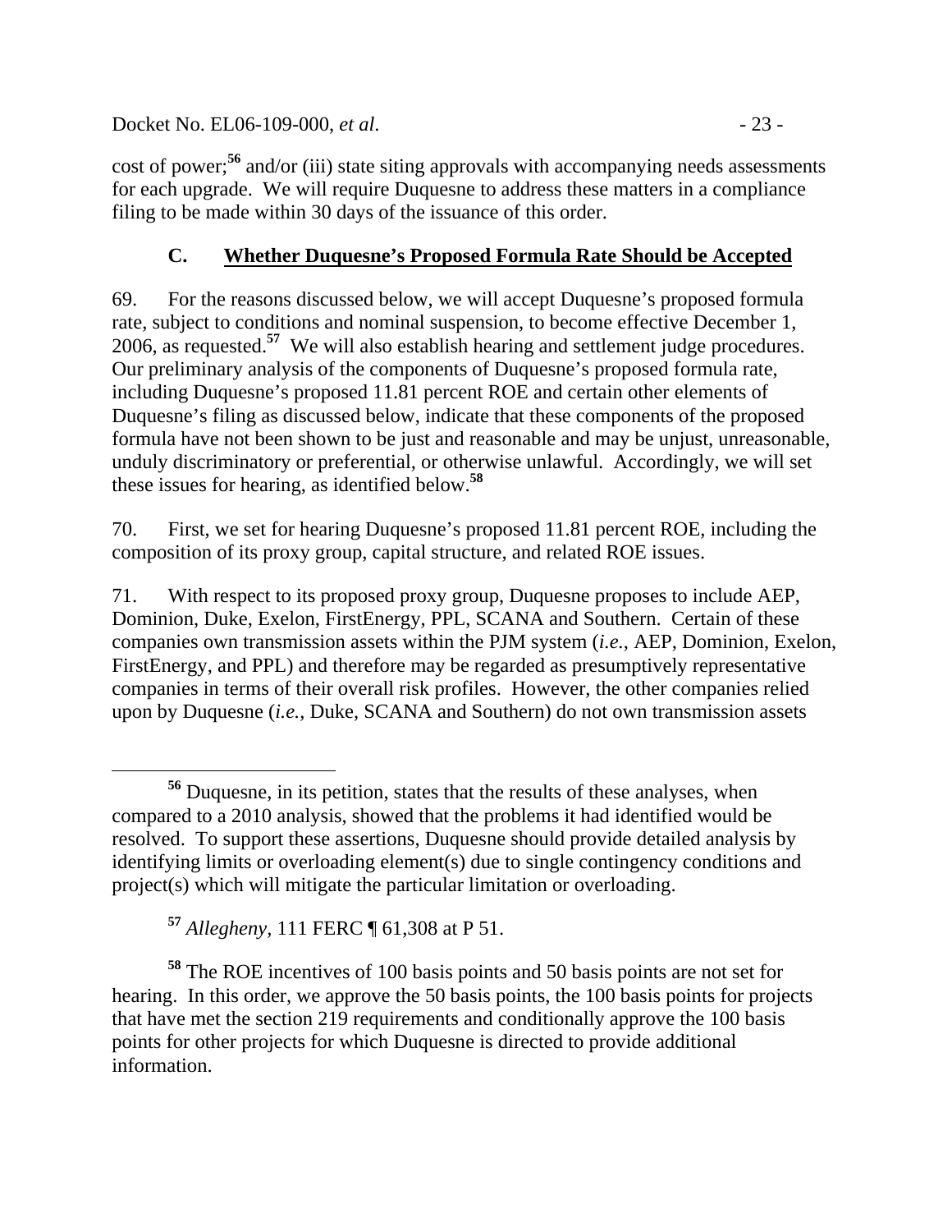cost of power;[56] and/or (iii) state siting approvals with accompanying needs assessments for each upgrade. We will require Duquesne to address these matters in a compliance filing to be made within 30 days of the issuance of this order.

### C. Whether Duquesne's Proposed Formula Rate Should be Accepted

69. For the reasons discussed below, we will accept Duquesne's proposed formula rate, subject to conditions and nominal suspension, to become effective December 1, 2006, as requested.[57] We will also establish hearing and settlement judge procedures. Our preliminary analysis of the components of Duquesne's proposed formula rate, including Duquesne's proposed 11.81 percent ROE and certain other elements of Duquesne's filing as discussed below, indicate that these components of the proposed formula have not been shown to be just and reasonable and may be unjust, unreasonable, unduly discriminatory or preferential, or otherwise unlawful. Accordingly, we will set these issues for hearing, as identified below.[58]

70. First, we set for hearing Duquesne's proposed 11.81 percent ROE, including the composition of its proxy group, capital structure, and related ROE issues.

71. With respect to its proposed proxy group, Duquesne proposes to include AEP, Dominion, Duke, Exelon, FirstEnergy, PPL, SCANA and Southern. Certain of these companies own transmission assets within the PJM system (*i.e.*, AEP, Dominion, Exelon, FirstEnergy, and PPL) and therefore may be regarded as presumptively representative companies in terms of their overall risk profiles. However, the other companies relied upon by Duquesne (*i.e.*, Duke, SCANA and Southern) do not own transmission assets

---

[56] Duquesne, in its petition, states that the results of these analyses, when compared to a 2010 analysis, showed that the problems it had identified would be resolved. To support these assertions, Duquesne should provide detailed analysis by identifying limits or overloading element(s) due to single contingency conditions and project(s) which will mitigate the particular limitation or overloading.

[57] *Allegheny*, 111 FERC ¶ 61,308 at P 51.

[58] The ROE incentives of 100 basis points and 50 basis points are not set for hearing. In this order, we approve the 50 basis points, the 100 basis points for projects that have met the section 219 requirements and conditionally approve the 100 basis points for other projects for which Duquesne is directed to provide additional information.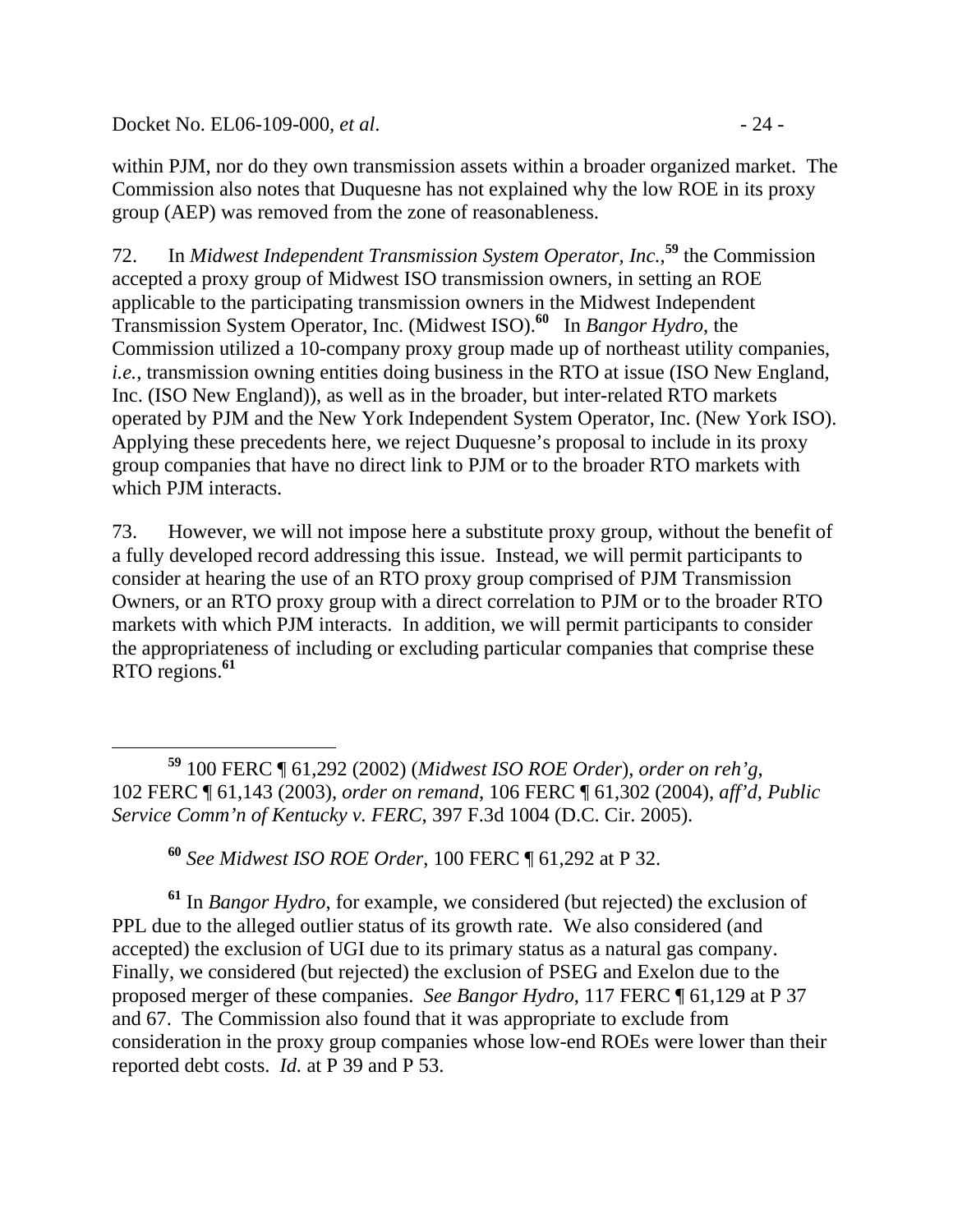within PJM, nor do they own transmission assets within a broader organized market. The Commission also notes that Duquesne has not explained why the low ROE in its proxy group (AEP) was removed from the zone of reasonableness.

72. In *Midwest Independent Transmission System Operator, Inc.*,[59] the Commission accepted a proxy group of Midwest ISO transmission owners, in setting an ROE applicable to the participating transmission owners in the Midwest Independent Transmission System Operator, Inc. (Midwest ISO).[60] In *Bangor Hydro*, the Commission utilized a 10-company proxy group made up of northeast utility companies, *i.e.*, transmission owning entities doing business in the RTO at issue (ISO New England, Inc. (ISO New England)), as well as in the broader, but inter-related RTO markets operated by PJM and the New York Independent System Operator, Inc. (New York ISO). Applying these precedents here, we reject Duquesne's proposal to include in its proxy group companies that have no direct link to PJM or to the broader RTO markets with which PJM interacts.

73. However, we will not impose here a substitute proxy group, without the benefit of a fully developed record addressing this issue. Instead, we will permit participants to consider at hearing the use of an RTO proxy group comprised of PJM Transmission Owners, or an RTO proxy group with a direct correlation to PJM or to the broader RTO markets with which PJM interacts. In addition, we will permit participants to consider the appropriateness of including or excluding particular companies that comprise these RTO regions.[61]

---

[59] 100 FERC ¶ 61,292 (2002) (*Midwest ISO ROE Order*), *order on reh'g*, 102 FERC ¶ 61,143 (2003), *order on remand*, 106 FERC ¶ 61,302 (2004), *aff'd, Public Service Comm'n of Kentucky v. FERC*, 397 F.3d 1004 (D.C. Cir. 2005).

[60] *See Midwest ISO ROE Order*, 100 FERC ¶ 61,292 at P 32.

[61] In *Bangor Hydro*, for example, we considered (but rejected) the exclusion of PPL due to the alleged outlier status of its growth rate. We also considered (and accepted) the exclusion of UGI due to its primary status as a natural gas company. Finally, we considered (but rejected) the exclusion of PSEG and Exelon due to the proposed merger of these companies. *See Bangor Hydro*, 117 FERC ¶ 61,129 at P 37 and 67. The Commission also found that it was appropriate to exclude from consideration in the proxy group companies whose low-end ROEs were lower than their reported debt costs. *Id.* at P 39 and P 53.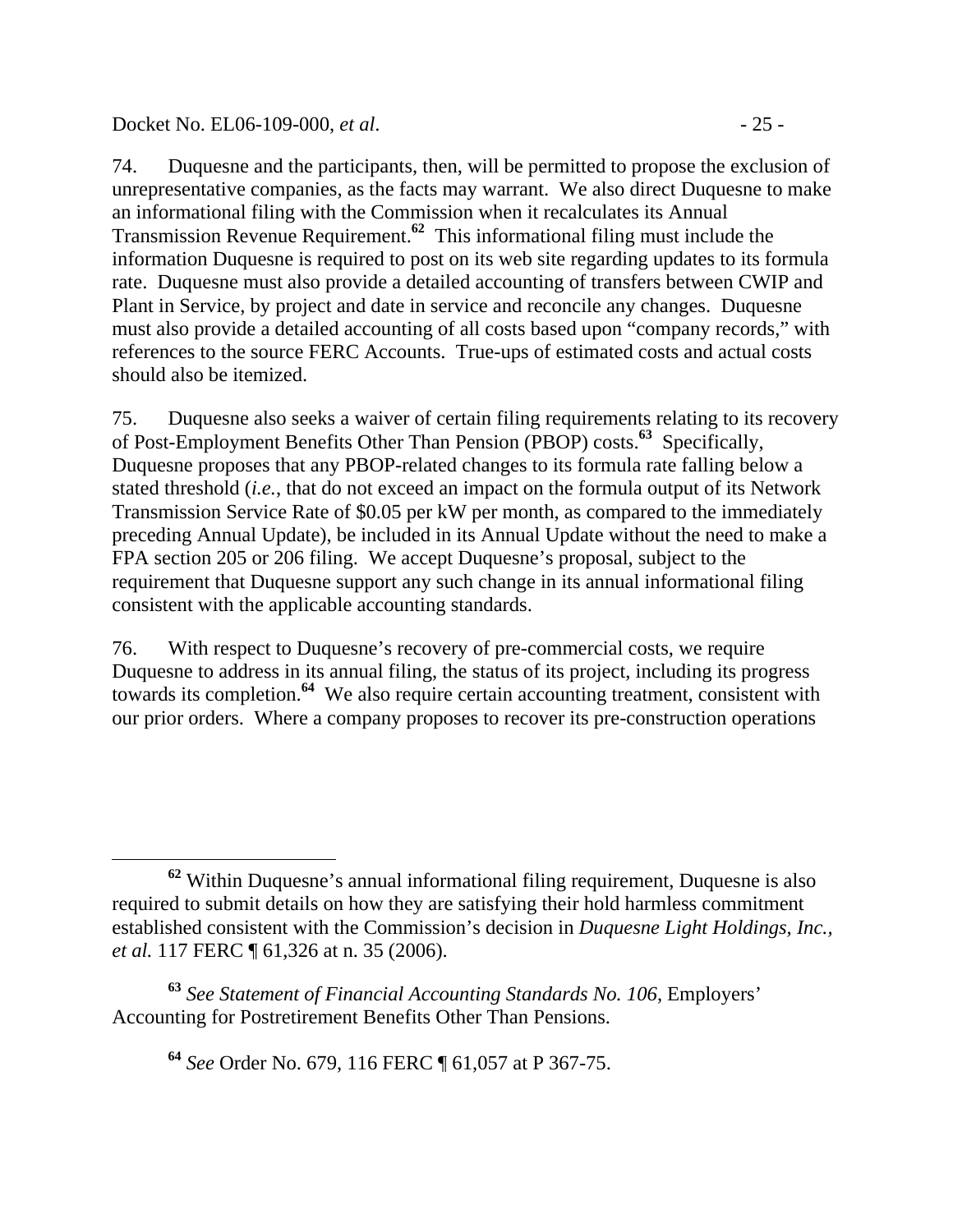74. Duquesne and the participants, then, will be permitted to propose the exclusion of unrepresentative companies, as the facts may warrant. We also direct Duquesne to make an informational filing with the Commission when it recalculates its Annual Transmission Revenue Requirement.[62] This informational filing must include the information Duquesne is required to post on its web site regarding updates to its formula rate. Duquesne must also provide a detailed accounting of transfers between CWIP and Plant in Service, by project and date in service and reconcile any changes. Duquesne must also provide a detailed accounting of all costs based upon "company records," with references to the source FERC Accounts. True-ups of estimated costs and actual costs should also be itemized.

75. Duquesne also seeks a waiver of certain filing requirements relating to its recovery of Post-Employment Benefits Other Than Pension (PBOP) costs.[63] Specifically, Duquesne proposes that any PBOP-related changes to its formula rate falling below a stated threshold (*i.e.*, that do not exceed an impact on the formula output of its Network Transmission Service Rate of $0.05 per kW per month, as compared to the immediately preceding Annual Update), be included in its Annual Update without the need to make a FPA section 205 or 206 filing. We accept Duquesne's proposal, subject to the requirement that Duquesne support any such change in its annual informational filing consistent with the applicable accounting standards.

76. With respect to Duquesne's recovery of pre-commercial costs, we require Duquesne to address in its annual filing, the status of its project, including its progress towards its completion.[64] We also require certain accounting treatment, consistent with our prior orders. Where a company proposes to recover its pre-construction operations

---

[62] Within Duquesne's annual informational filing requirement, Duquesne is also required to submit details on how they are satisfying their hold harmless commitment established consistent with the Commission's decision in *Duquesne Light Holdings, Inc., et al.* 117 FERC ¶ 61,326 at n. 35 (2006).

[63] *See Statement of Financial Accounting Standards No. 106*, Employers' Accounting for Postretirement Benefits Other Than Pensions.

[64] *See* Order No. 679, 116 FERC ¶ 61,057 at P 367-75.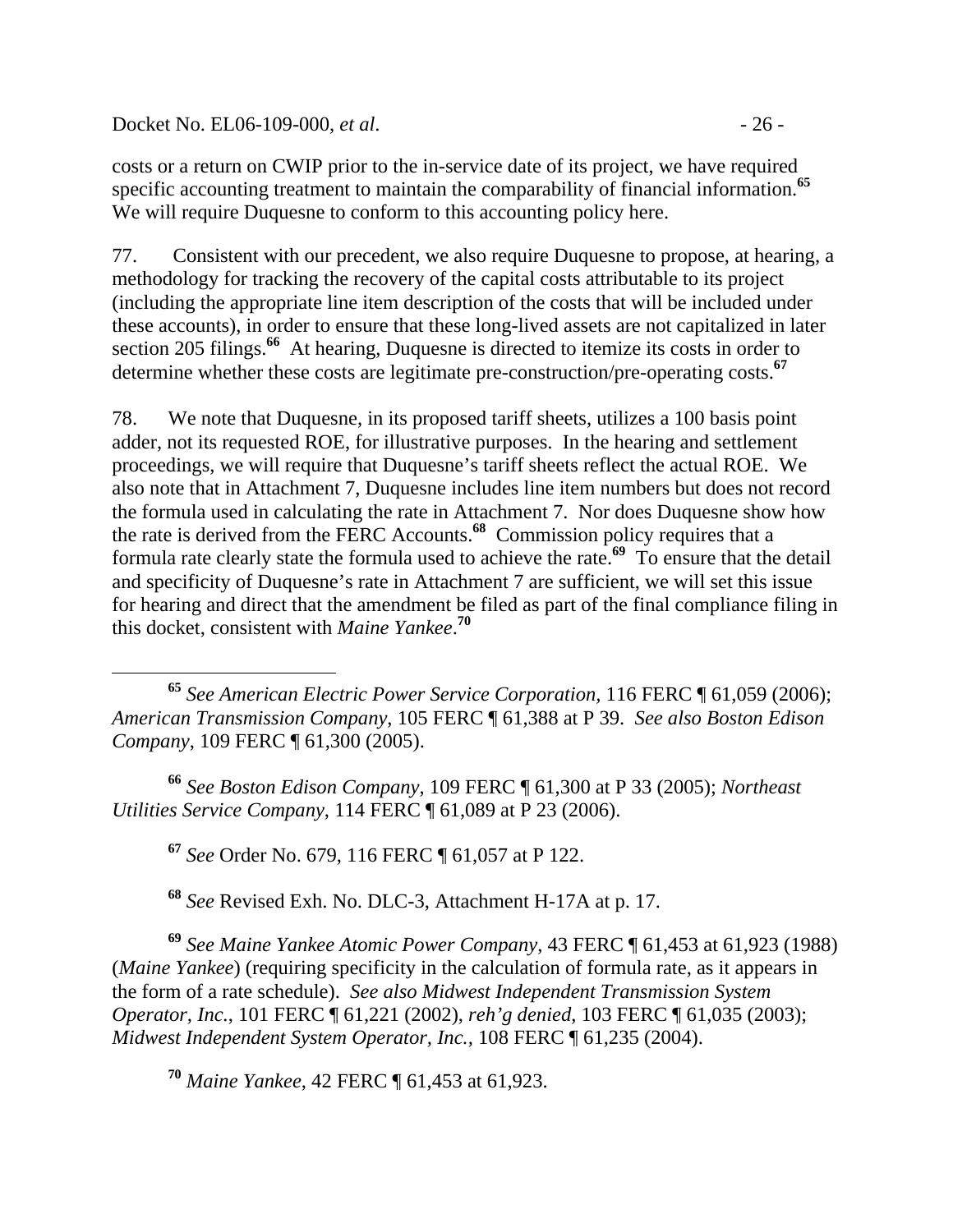costs or a return on CWIP prior to the in-service date of its project, we have required specific accounting treatment to maintain the comparability of financial information.[65] We will require Duquesne to conform to this accounting policy here.

77. Consistent with our precedent, we also require Duquesne to propose, at hearing, a methodology for tracking the recovery of the capital costs attributable to its project (including the appropriate line item description of the costs that will be included under these accounts), in order to ensure that these long-lived assets are not capitalized in later section 205 filings.[66] At hearing, Duquesne is directed to itemize its costs in order to determine whether these costs are legitimate pre-construction/pre-operating costs.[67]

78. We note that Duquesne, in its proposed tariff sheets, utilizes a 100 basis point adder, not its requested ROE, for illustrative purposes. In the hearing and settlement proceedings, we will require that Duquesne's tariff sheets reflect the actual ROE. We also note that in Attachment 7, Duquesne includes line item numbers but does not record the formula used in calculating the rate in Attachment 7. Nor does Duquesne show how the rate is derived from the FERC Accounts.[68] Commission policy requires that a formula rate clearly state the formula used to achieve the rate.[69] To ensure that the detail and specificity of Duquesne's rate in Attachment 7 are sufficient, we will set this issue for hearing and direct that the amendment be filed as part of the final compliance filing in this docket, consistent with *Maine Yankee*.[70]

---

[65] *See American Electric Power Service Corporation*, 116 FERC ¶ 61,059 (2006); *American Transmission Company*, 105 FERC ¶ 61,388 at P 39. *See also Boston Edison Company*, 109 FERC ¶ 61,300 (2005).

[66] *See Boston Edison Company*, 109 FERC ¶ 61,300 at P 33 (2005); *Northeast Utilities Service Company*, 114 FERC ¶ 61,089 at P 23 (2006).

[67] *See* Order No. 679, 116 FERC ¶ 61,057 at P 122.

[68] *See* Revised Exh. No. DLC-3, Attachment H-17A at p. 17.

[69] *See Maine Yankee Atomic Power Company*, 43 FERC ¶ 61,453 at 61,923 (1988) (*Maine Yankee*) (requiring specificity in the calculation of formula rate, as it appears in the form of a rate schedule). *See also Midwest Independent Transmission System Operator, Inc.*, 101 FERC ¶ 61,221 (2002), *reh'g denied*, 103 FERC ¶ 61,035 (2003); *Midwest Independent System Operator, Inc.*, 108 FERC ¶ 61,235 (2004).

[70] *Maine Yankee*, 42 FERC ¶ 61,453 at 61,923.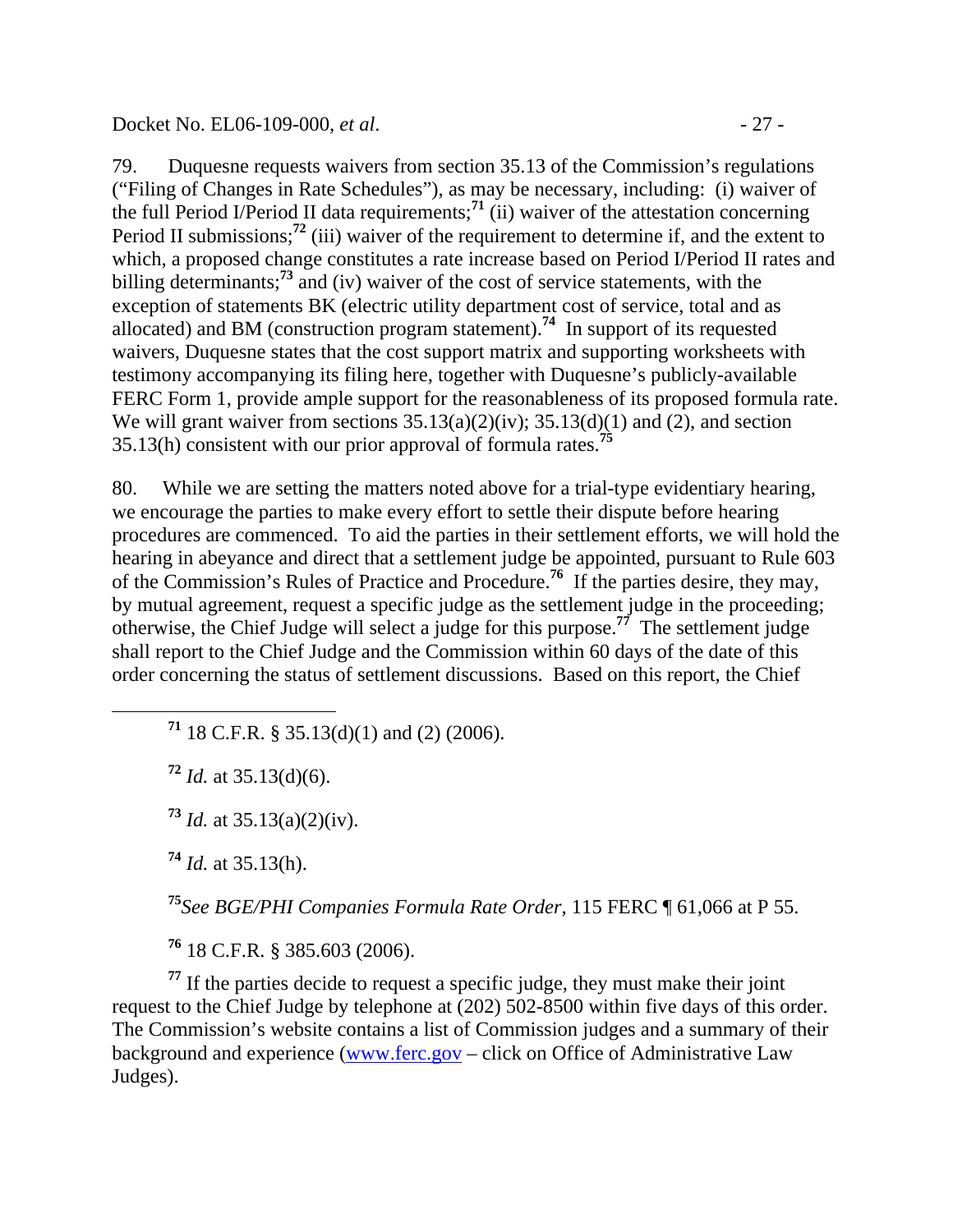79. Duquesne requests waivers from section 35.13 of the Commission's regulations ("Filing of Changes in Rate Schedules"), as may be necessary, including: (i) waiver of the full Period I/Period II data requirements;[71] (ii) waiver of the attestation concerning Period II submissions;[72] (iii) waiver of the requirement to determine if, and the extent to which, a proposed change constitutes a rate increase based on Period I/Period II rates and billing determinants;[73] and (iv) waiver of the cost of service statements, with the exception of statements BK (electric utility department cost of service, total and as allocated) and BM (construction program statement).[74] In support of its requested waivers, Duquesne states that the cost support matrix and supporting worksheets with testimony accompanying its filing here, together with Duquesne's publicly-available FERC Form 1, provide ample support for the reasonableness of its proposed formula rate. We will grant waiver from sections 35.13(a)(2)(iv); 35.13(d)(1) and (2), and section 35.13(h) consistent with our prior approval of formula rates.[75]

80. While we are setting the matters noted above for a trial-type evidentiary hearing, we encourage the parties to make every effort to settle their dispute before hearing procedures are commenced. To aid the parties in their settlement efforts, we will hold the hearing in abeyance and direct that a settlement judge be appointed, pursuant to Rule 603 of the Commission's Rules of Practice and Procedure.[76] If the parties desire, they may, by mutual agreement, request a specific judge as the settlement judge in the proceeding; otherwise, the Chief Judge will select a judge for this purpose.[77] The settlement judge shall report to the Chief Judge and the Commission within 60 days of the date of this order concerning the status of settlement discussions. Based on this report, the Chief

---

[71] 18 C.F.R. § 35.13(d)(1) and (2) (2006).

[72] *Id.* at 35.13(d)(6).

[73] *Id.* at 35.13(a)(2)(iv).

[74] *Id.* at 35.13(h).

[75] *See BGE/PHI Companies Formula Rate Order,* 115 FERC ¶ 61,066 at P 55.

[76] 18 C.F.R. § 385.603 (2006).

[77] If the parties decide to request a specific judge, they must make their joint request to the Chief Judge by telephone at (202) 502-8500 within five days of this order. The Commission's website contains a list of Commission judges and a summary of their background and experience (www.ferc.gov – click on Office of Administrative Law Judges).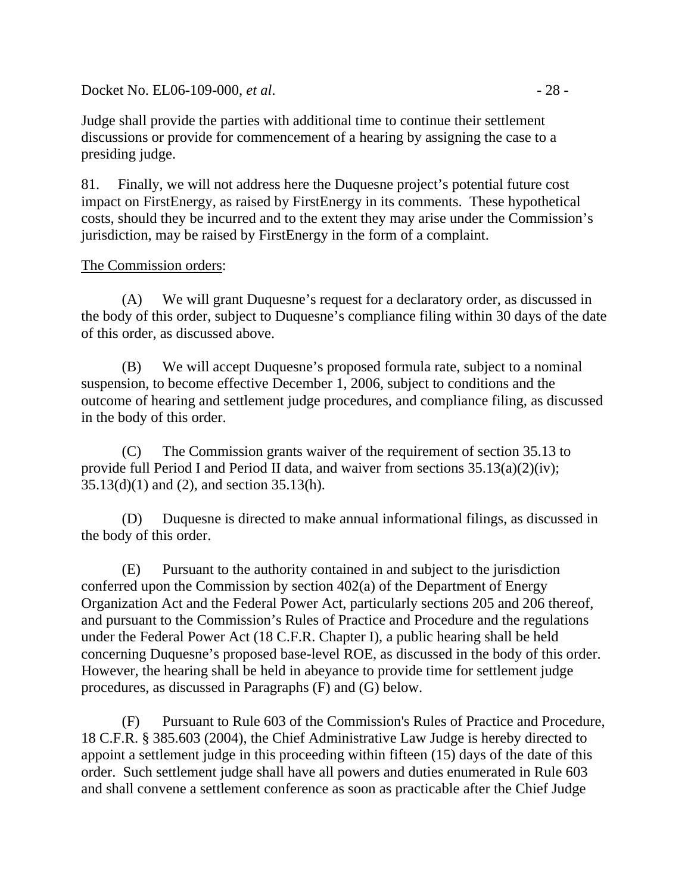Judge shall provide the parties with additional time to continue their settlement discussions or provide for commencement of a hearing by assigning the case to a presiding judge.

81. Finally, we will not address here the Duquesne project's potential future cost impact on FirstEnergy, as raised by FirstEnergy in its comments. These hypothetical costs, should they be incurred and to the extent they may arise under the Commission's jurisdiction, may be raised by FirstEnergy in the form of a complaint.

The Commission orders:

(A) We will grant Duquesne's request for a declaratory order, as discussed in the body of this order, subject to Duquesne's compliance filing within 30 days of the date of this order, as discussed above.

(B) We will accept Duquesne's proposed formula rate, subject to a nominal suspension, to become effective December 1, 2006, subject to conditions and the outcome of hearing and settlement judge procedures, and compliance filing, as discussed in the body of this order.

(C) The Commission grants waiver of the requirement of section 35.13 to provide full Period I and Period II data, and waiver from sections 35.13(a)(2)(iv); 35.13(d)(1) and (2), and section 35.13(h).

(D) Duquesne is directed to make annual informational filings, as discussed in the body of this order.

(E) Pursuant to the authority contained in and subject to the jurisdiction conferred upon the Commission by section 402(a) of the Department of Energy Organization Act and the Federal Power Act, particularly sections 205 and 206 thereof, and pursuant to the Commission's Rules of Practice and Procedure and the regulations under the Federal Power Act (18 C.F.R. Chapter I), a public hearing shall be held concerning Duquesne's proposed base-level ROE, as discussed in the body of this order. However, the hearing shall be held in abeyance to provide time for settlement judge procedures, as discussed in Paragraphs (F) and (G) below.

(F) Pursuant to Rule 603 of the Commission's Rules of Practice and Procedure, 18 C.F.R. § 385.603 (2004), the Chief Administrative Law Judge is hereby directed to appoint a settlement judge in this proceeding within fifteen (15) days of the date of this order. Such settlement judge shall have all powers and duties enumerated in Rule 603 and shall convene a settlement conference as soon as practicable after the Chief Judge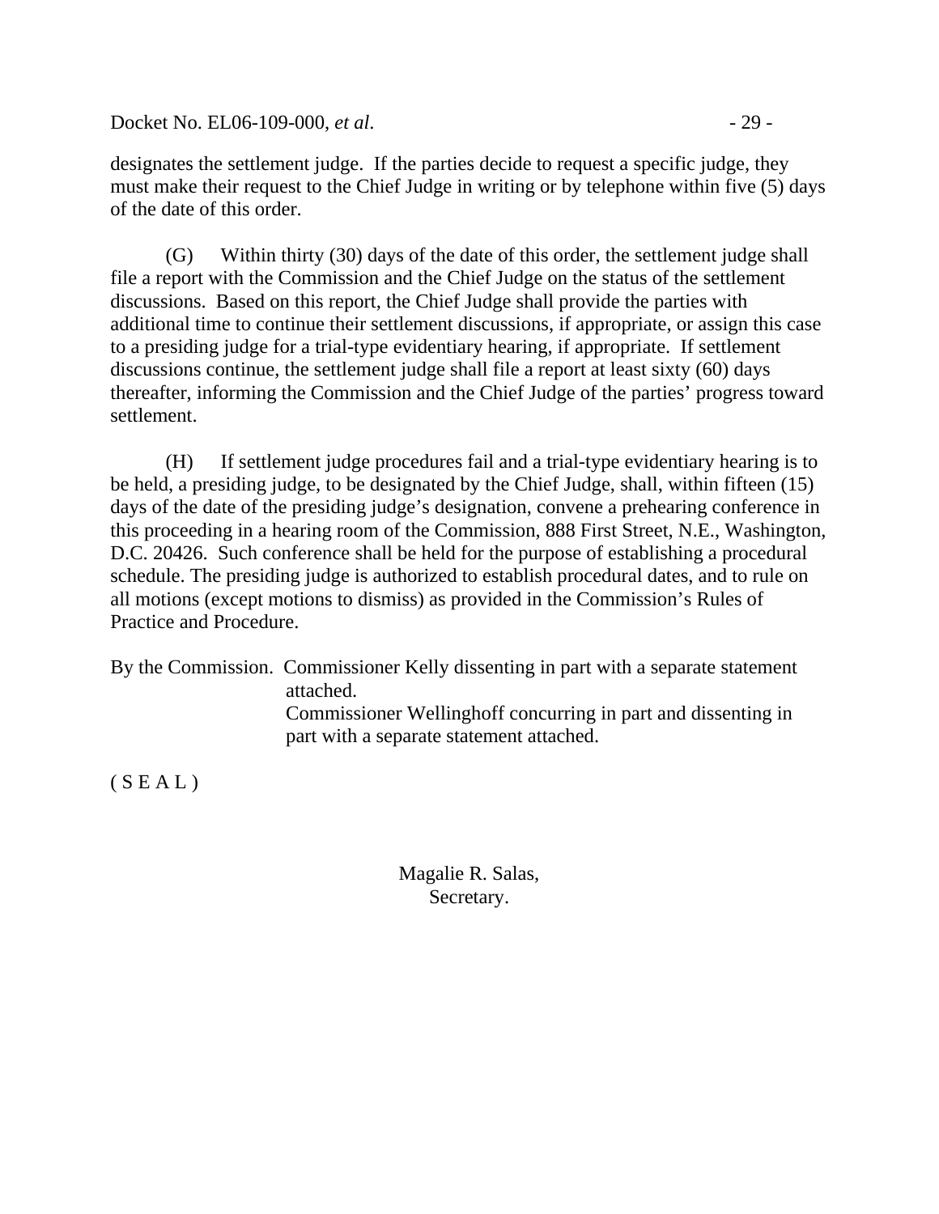designates the settlement judge. If the parties decide to request a specific judge, they must make their request to the Chief Judge in writing or by telephone within five (5) days of the date of this order.

(G) Within thirty (30) days of the date of this order, the settlement judge shall file a report with the Commission and the Chief Judge on the status of the settlement discussions. Based on this report, the Chief Judge shall provide the parties with additional time to continue their settlement discussions, if appropriate, or assign this case to a presiding judge for a trial-type evidentiary hearing, if appropriate. If settlement discussions continue, the settlement judge shall file a report at least sixty (60) days thereafter, informing the Commission and the Chief Judge of the parties' progress toward settlement.

(H) If settlement judge procedures fail and a trial-type evidentiary hearing is to be held, a presiding judge, to be designated by the Chief Judge, shall, within fifteen (15) days of the date of the presiding judge's designation, convene a prehearing conference in this proceeding in a hearing room of the Commission, 888 First Street, N.E., Washington, D.C. 20426. Such conference shall be held for the purpose of establishing a procedural schedule. The presiding judge is authorized to establish procedural dates, and to rule on all motions (except motions to dismiss) as provided in the Commission's Rules of Practice and Procedure.

By the Commission. Commissioner Kelly dissenting in part with a separate statement attached.
Commissioner Wellinghoff concurring in part and dissenting in part with a separate statement attached.

( S E A L )

Magalie R. Salas,
Secretary.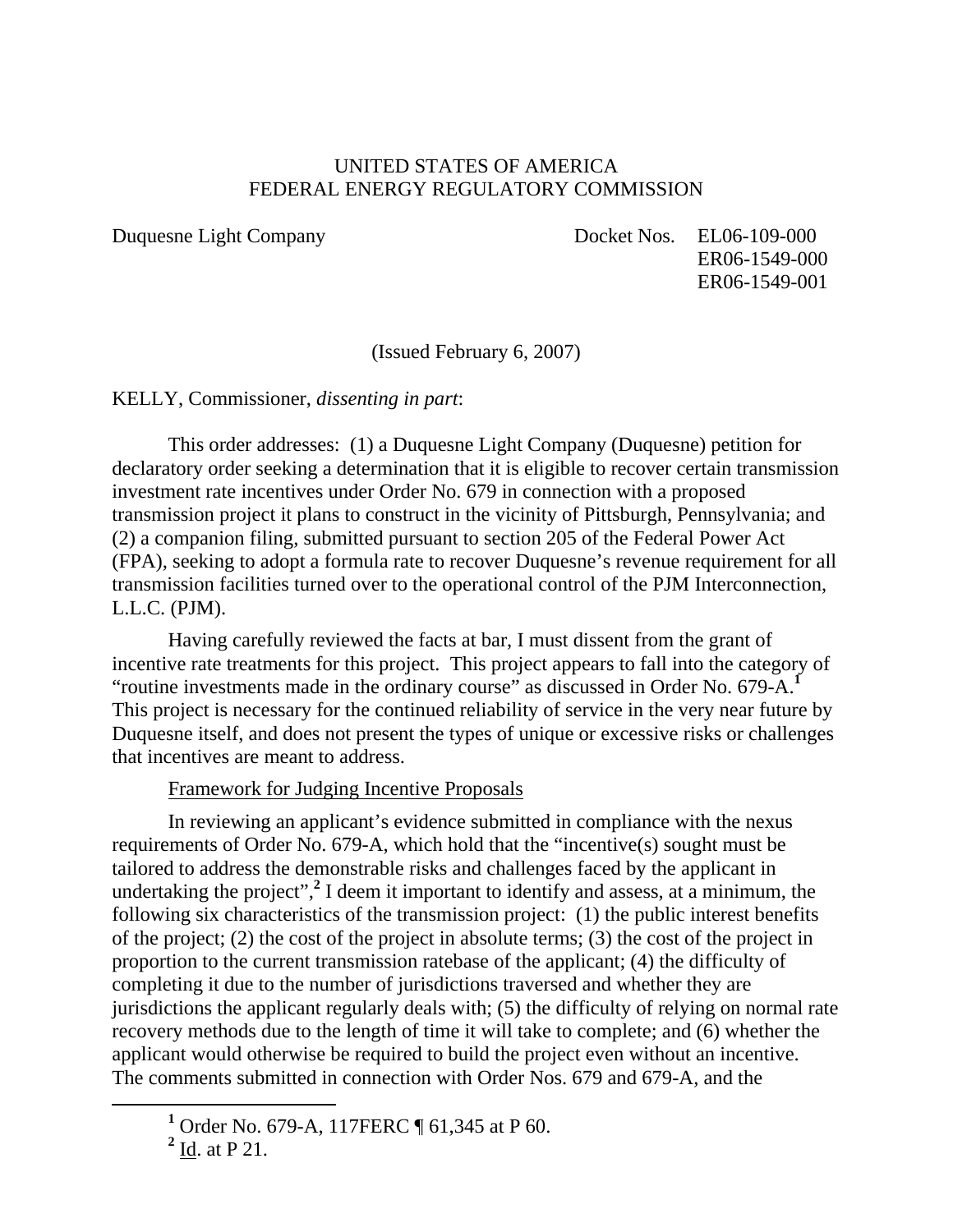UNITED STATES OF AMERICA
FEDERAL ENERGY REGULATORY COMMISSION

Duquesne Light Company

Docket Nos. EL06-109-000
ER06-1549-000
ER06-1549-001

(Issued February 6, 2007)

KELLY, Commissioner, *dissenting in part*:

This order addresses: (1) a Duquesne Light Company (Duquesne) petition for declaratory order seeking a determination that it is eligible to recover certain transmission investment rate incentives under Order No. 679 in connection with a proposed transmission project it plans to construct in the vicinity of Pittsburgh, Pennsylvania; and (2) a companion filing, submitted pursuant to section 205 of the Federal Power Act (FPA), seeking to adopt a formula rate to recover Duquesne's revenue requirement for all transmission facilities turned over to the operational control of the PJM Interconnection, L.L.C. (PJM).

Having carefully reviewed the facts at bar, I must dissent from the grant of incentive rate treatments for this project. This project appears to fall into the category of "routine investments made in the ordinary course" as discussed in Order No. 679-A.[1] This project is necessary for the continued reliability of service in the very near future by Duquesne itself, and does not present the types of unique or excessive risks or challenges that incentives are meant to address.

Framework for Judging Incentive Proposals

In reviewing an applicant's evidence submitted in compliance with the nexus requirements of Order No. 679-A, which hold that the "incentive(s) sought must be tailored to address the demonstrable risks and challenges faced by the applicant in undertaking the project",[2] I deem it important to identify and assess, at a minimum, the following six characteristics of the transmission project: (1) the public interest benefits of the project; (2) the cost of the project in absolute terms; (3) the cost of the project in proportion to the current transmission ratebase of the applicant; (4) the difficulty of completing it due to the number of jurisdictions traversed and whether they are jurisdictions the applicant regularly deals with; (5) the difficulty of relying on normal rate recovery methods due to the length of time it will take to complete; and (6) whether the applicant would otherwise be required to build the project even without an incentive. The comments submitted in connection with Order Nos. 679 and 679-A, and the

[1] Order No. 679-A, 117FERC ¶ 61,345 at P 60.

[2] Id. at P 21.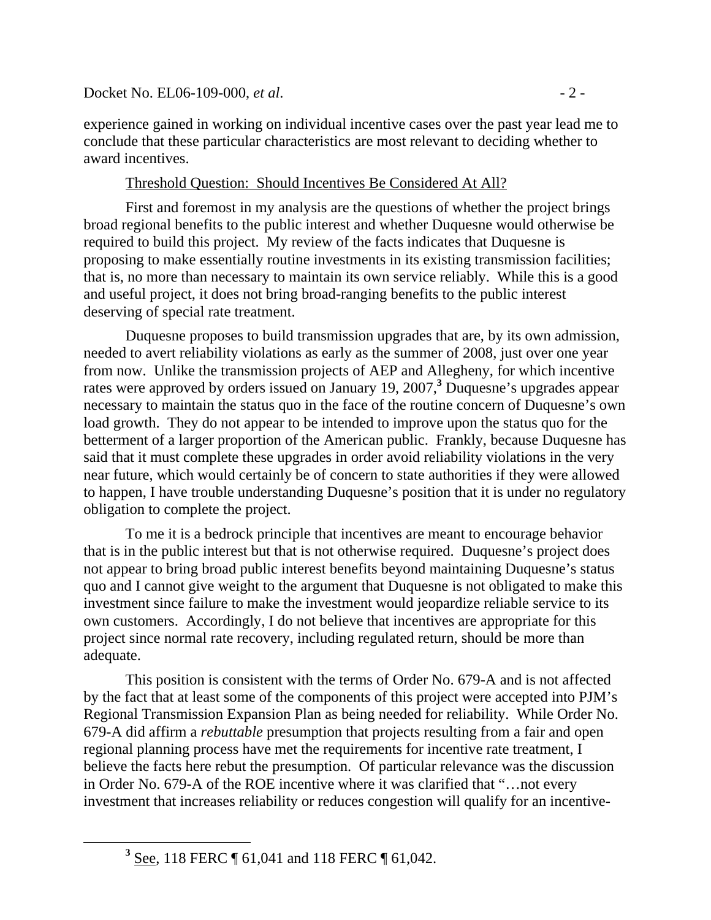experience gained in working on individual incentive cases over the past year lead me to conclude that these particular characteristics are most relevant to deciding whether to award incentives.

Threshold Question: Should Incentives Be Considered At All?

First and foremost in my analysis are the questions of whether the project brings broad regional benefits to the public interest and whether Duquesne would otherwise be required to build this project. My review of the facts indicates that Duquesne is proposing to make essentially routine investments in its existing transmission facilities; that is, no more than necessary to maintain its own service reliably. While this is a good and useful project, it does not bring broad-ranging benefits to the public interest deserving of special rate treatment.

Duquesne proposes to build transmission upgrades that are, by its own admission, needed to avert reliability violations as early as the summer of 2008, just over one year from now. Unlike the transmission projects of AEP and Allegheny, for which incentive rates were approved by orders issued on January 19, 2007,[3] Duquesne's upgrades appear necessary to maintain the status quo in the face of the routine concern of Duquesne's own load growth. They do not appear to be intended to improve upon the status quo for the betterment of a larger proportion of the American public. Frankly, because Duquesne has said that it must complete these upgrades in order avoid reliability violations in the very near future, which would certainly be of concern to state authorities if they were allowed to happen, I have trouble understanding Duquesne's position that it is under no regulatory obligation to complete the project.

To me it is a bedrock principle that incentives are meant to encourage behavior that is in the public interest but that is not otherwise required. Duquesne's project does not appear to bring broad public interest benefits beyond maintaining Duquesne's status quo and I cannot give weight to the argument that Duquesne is not obligated to make this investment since failure to make the investment would jeopardize reliable service to its own customers. Accordingly, I do not believe that incentives are appropriate for this project since normal rate recovery, including regulated return, should be more than adequate.

This position is consistent with the terms of Order No. 679-A and is not affected by the fact that at least some of the components of this project were accepted into PJM's Regional Transmission Expansion Plan as being needed for reliability. While Order No. 679-A did affirm a *rebuttable* presumption that projects resulting from a fair and open regional planning process have met the requirements for incentive rate treatment, I believe the facts here rebut the presumption. Of particular relevance was the discussion in Order No. 679-A of the ROE incentive where it was clarified that "…not every investment that increases reliability or reduces congestion will qualify for an incentive-

[3] See, 118 FERC ¶ 61,041 and 118 FERC ¶ 61,042.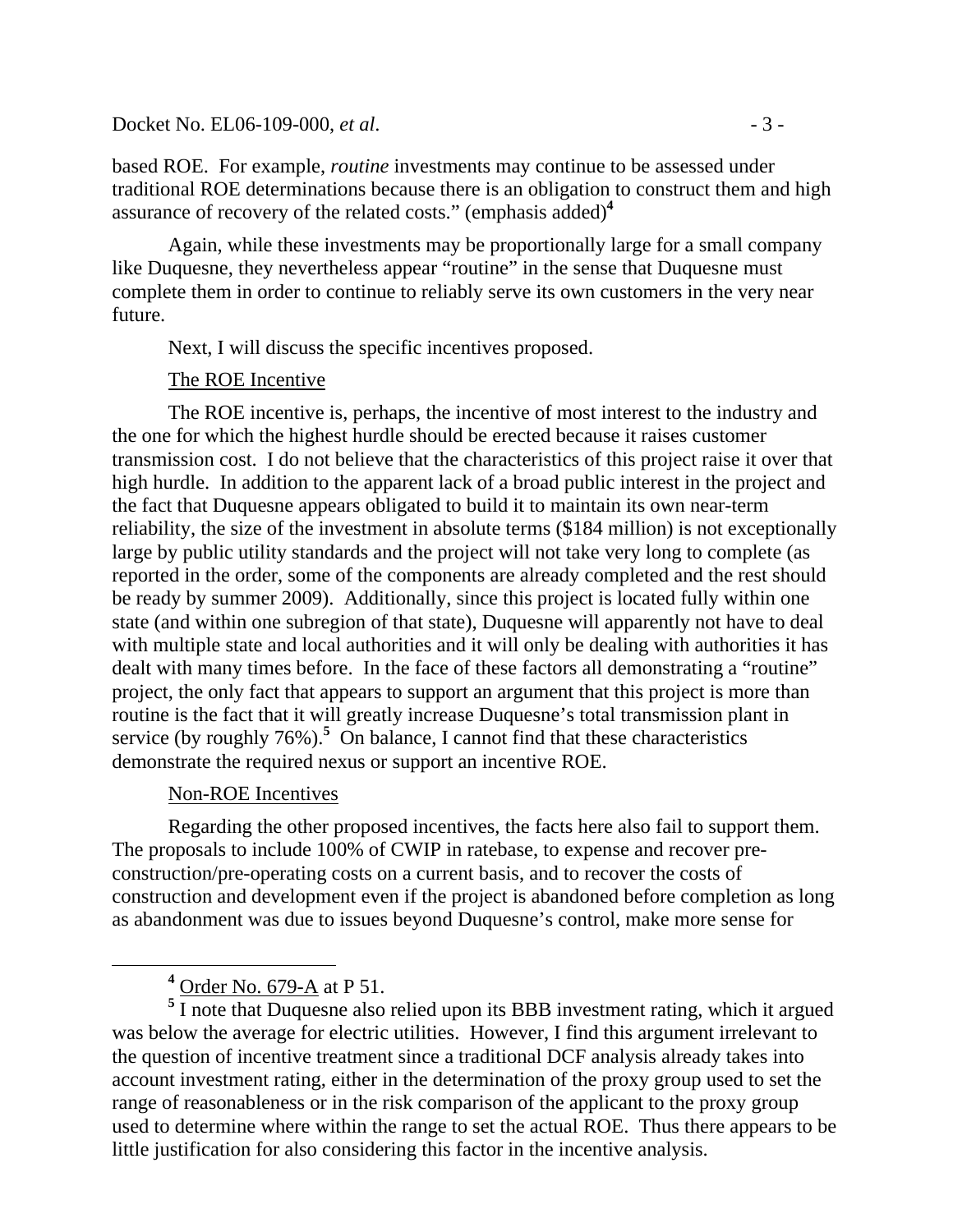based ROE. For example, *routine* investments may continue to be assessed under traditional ROE determinations because there is an obligation to construct them and high assurance of recovery of the related costs." (emphasis added)[4]

Again, while these investments may be proportionally large for a small company like Duquesne, they nevertheless appear "routine" in the sense that Duquesne must complete them in order to continue to reliably serve its own customers in the very near future.

Next, I will discuss the specific incentives proposed.

The ROE Incentive

The ROE incentive is, perhaps, the incentive of most interest to the industry and the one for which the highest hurdle should be erected because it raises customer transmission cost. I do not believe that the characteristics of this project raise it over that high hurdle. In addition to the apparent lack of a broad public interest in the project and the fact that Duquesne appears obligated to build it to maintain its own near-term reliability, the size of the investment in absolute terms ($184 million) is not exceptionally large by public utility standards and the project will not take very long to complete (as reported in the order, some of the components are already completed and the rest should be ready by summer 2009). Additionally, since this project is located fully within one state (and within one subregion of that state), Duquesne will apparently not have to deal with multiple state and local authorities and it will only be dealing with authorities it has dealt with many times before. In the face of these factors all demonstrating a "routine" project, the only fact that appears to support an argument that this project is more than routine is the fact that it will greatly increase Duquesne's total transmission plant in service (by roughly 76%).[5] On balance, I cannot find that these characteristics demonstrate the required nexus or support an incentive ROE.

Non-ROE Incentives

Regarding the other proposed incentives, the facts here also fail to support them. The proposals to include 100% of CWIP in ratebase, to expense and recover pre-construction/pre-operating costs on a current basis, and to recover the costs of construction and development even if the project is abandoned before completion as long as abandonment was due to issues beyond Duquesne's control, make more sense for

[4] Order No. 679-A at P 51.

[5] I note that Duquesne also relied upon its BBB investment rating, which it argued was below the average for electric utilities. However, I find this argument irrelevant to the question of incentive treatment since a traditional DCF analysis already takes into account investment rating, either in the determination of the proxy group used to set the range of reasonableness or in the risk comparison of the applicant to the proxy group used to determine where within the range to set the actual ROE. Thus there appears to be little justification for also considering this factor in the incentive analysis.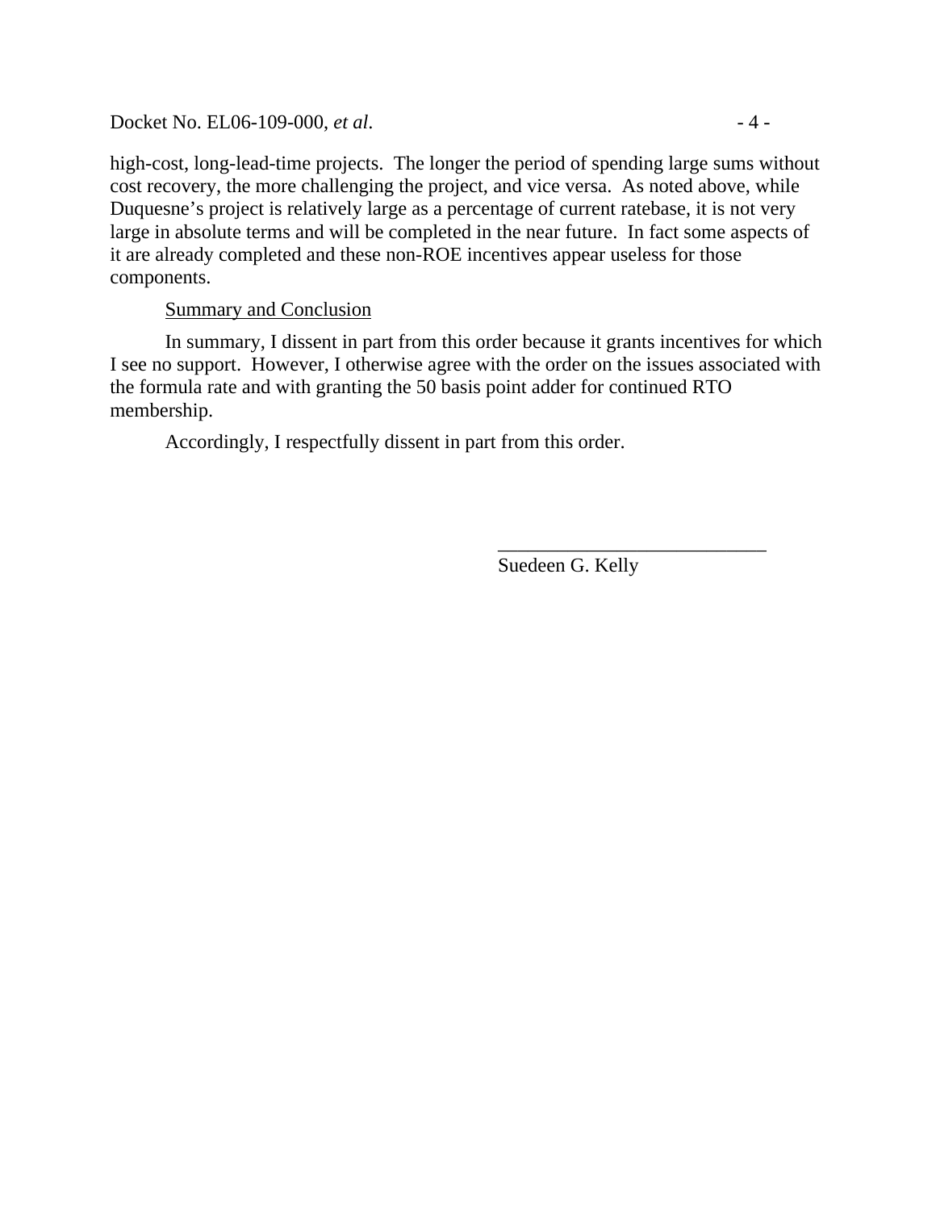high-cost, long-lead-time projects. The longer the period of spending large sums without cost recovery, the more challenging the project, and vice versa. As noted above, while Duquesne's project is relatively large as a percentage of current ratebase, it is not very large in absolute terms and will be completed in the near future. In fact some aspects of it are already completed and these non-ROE incentives appear useless for those components.

Summary and Conclusion

In summary, I dissent in part from this order because it grants incentives for which I see no support. However, I otherwise agree with the order on the issues associated with the formula rate and with granting the 50 basis point adder for continued RTO membership.

Accordingly, I respectfully dissent in part from this order.

\_\_\_\_\_\_\_\_\_\_\_\_\_\_\_\_\_\_\_\_\_\_\_\_\_\_\_\_

Suedeen G. Kelly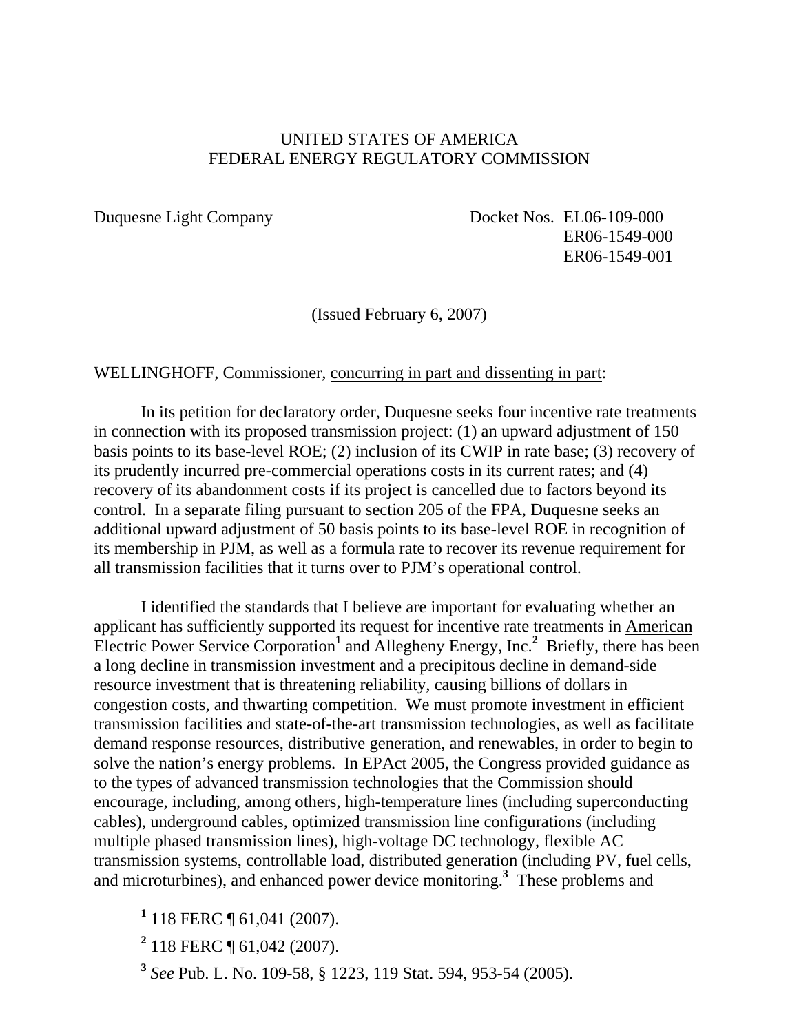UNITED STATES OF AMERICA
FEDERAL ENERGY REGULATORY COMMISSION

Duquesne Light Company Docket Nos. EL06-109-000
ER06-1549-000
ER06-1549-001

(Issued February 6, 2007)

WELLINGHOFF, Commissioner, concurring in part and dissenting in part:

In its petition for declaratory order, Duquesne seeks four incentive rate treatments in connection with its proposed transmission project: (1) an upward adjustment of 150 basis points to its base-level ROE; (2) inclusion of its CWIP in rate base; (3) recovery of its prudently incurred pre-commercial operations costs in its current rates; and (4) recovery of its abandonment costs if its project is cancelled due to factors beyond its control. In a separate filing pursuant to section 205 of the FPA, Duquesne seeks an additional upward adjustment of 50 basis points to its base-level ROE in recognition of its membership in PJM, as well as a formula rate to recover its revenue requirement for all transmission facilities that it turns over to PJM's operational control.

I identified the standards that I believe are important for evaluating whether an applicant has sufficiently supported its request for incentive rate treatments in American Electric Power Service Corporation[1] and Allegheny Energy, Inc.[2] Briefly, there has been a long decline in transmission investment and a precipitous decline in demand-side resource investment that is threatening reliability, causing billions of dollars in congestion costs, and thwarting competition. We must promote investment in efficient transmission facilities and state-of-the-art transmission technologies, as well as facilitate demand response resources, distributive generation, and renewables, in order to begin to solve the nation's energy problems. In EPAct 2005, the Congress provided guidance as to the types of advanced transmission technologies that the Commission should encourage, including, among others, high-temperature lines (including superconducting cables), underground cables, optimized transmission line configurations (including multiple phased transmission lines), high-voltage DC technology, flexible AC transmission systems, controllable load, distributed generation (including PV, fuel cells, and microturbines), and enhanced power device monitoring.[3] These problems and

[1] 118 FERC ¶ 61,041 (2007).

[2] 118 FERC ¶ 61,042 (2007).

[3] *See* Pub. L. No. 109-58, § 1223, 119 Stat. 594, 953-54 (2005).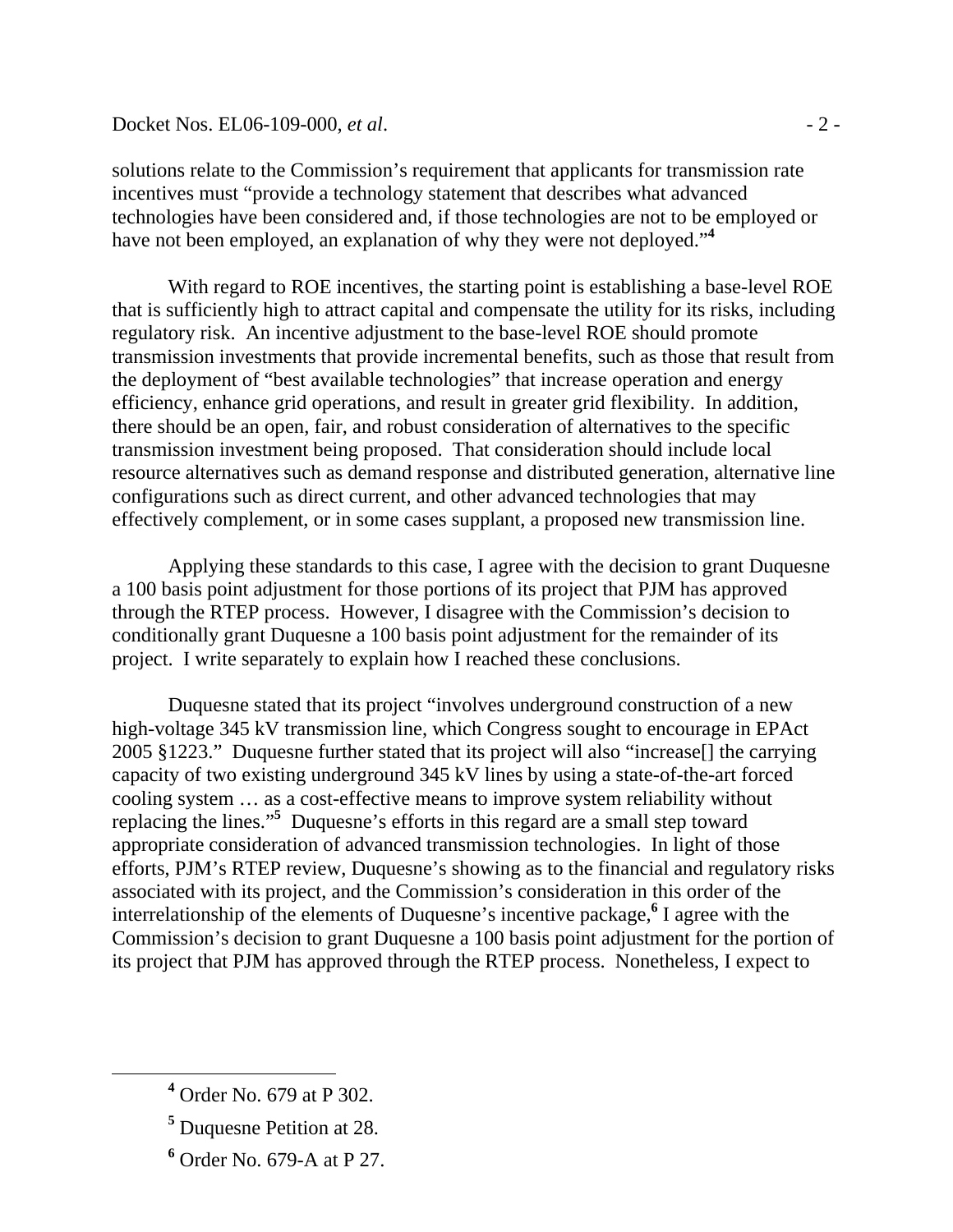solutions relate to the Commission's requirement that applicants for transmission rate incentives must "provide a technology statement that describes what advanced technologies have been considered and, if those technologies are not to be employed or have not been employed, an explanation of why they were not deployed."[4]

With regard to ROE incentives, the starting point is establishing a base-level ROE that is sufficiently high to attract capital and compensate the utility for its risks, including regulatory risk. An incentive adjustment to the base-level ROE should promote transmission investments that provide incremental benefits, such as those that result from the deployment of "best available technologies" that increase operation and energy efficiency, enhance grid operations, and result in greater grid flexibility. In addition, there should be an open, fair, and robust consideration of alternatives to the specific transmission investment being proposed. That consideration should include local resource alternatives such as demand response and distributed generation, alternative line configurations such as direct current, and other advanced technologies that may effectively complement, or in some cases supplant, a proposed new transmission line.

Applying these standards to this case, I agree with the decision to grant Duquesne a 100 basis point adjustment for those portions of its project that PJM has approved through the RTEP process. However, I disagree with the Commission's decision to conditionally grant Duquesne a 100 basis point adjustment for the remainder of its project. I write separately to explain how I reached these conclusions.

Duquesne stated that its project "involves underground construction of a new high-voltage 345 kV transmission line, which Congress sought to encourage in EPAct 2005 §1223." Duquesne further stated that its project will also "increase[] the carrying capacity of two existing underground 345 kV lines by using a state-of-the-art forced cooling system … as a cost-effective means to improve system reliability without replacing the lines."[5] Duquesne's efforts in this regard are a small step toward appropriate consideration of advanced transmission technologies. In light of those efforts, PJM's RTEP review, Duquesne's showing as to the financial and regulatory risks associated with its project, and the Commission's consideration in this order of the interrelationship of the elements of Duquesne's incentive package,[6] I agree with the Commission's decision to grant Duquesne a 100 basis point adjustment for the portion of its project that PJM has approved through the RTEP process. Nonetheless, I expect to

[4] Order No. 679 at P 302.

[5] Duquesne Petition at 28.

[6] Order No. 679-A at P 27.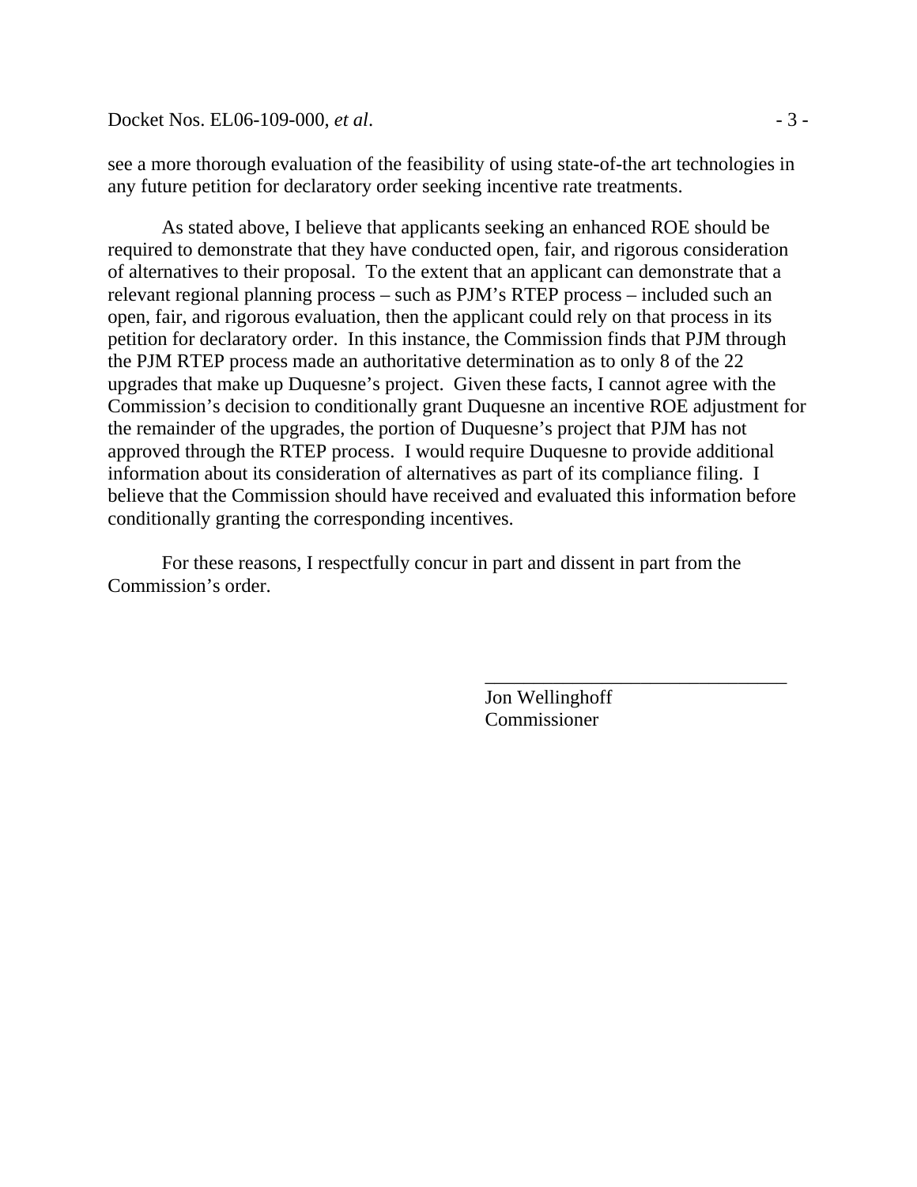see a more thorough evaluation of the feasibility of using state-of-the art technologies in any future petition for declaratory order seeking incentive rate treatments.

As stated above, I believe that applicants seeking an enhanced ROE should be required to demonstrate that they have conducted open, fair, and rigorous consideration of alternatives to their proposal. To the extent that an applicant can demonstrate that a relevant regional planning process – such as PJM's RTEP process – included such an open, fair, and rigorous evaluation, then the applicant could rely on that process in its petition for declaratory order. In this instance, the Commission finds that PJM through the PJM RTEP process made an authoritative determination as to only 8 of the 22 upgrades that make up Duquesne's project. Given these facts, I cannot agree with the Commission's decision to conditionally grant Duquesne an incentive ROE adjustment for the remainder of the upgrades, the portion of Duquesne's project that PJM has not approved through the RTEP process. I would require Duquesne to provide additional information about its consideration of alternatives as part of its compliance filing. I believe that the Commission should have received and evaluated this information before conditionally granting the corresponding incentives.

For these reasons, I respectfully concur in part and dissent in part from the Commission's order.

\_\_\_\_\_\_\_\_\_\_\_\_\_\_\_\_\_\_\_\_\_\_\_\_\_\_\_\_\_\_\_\_

Jon Wellinghoff
Commissioner